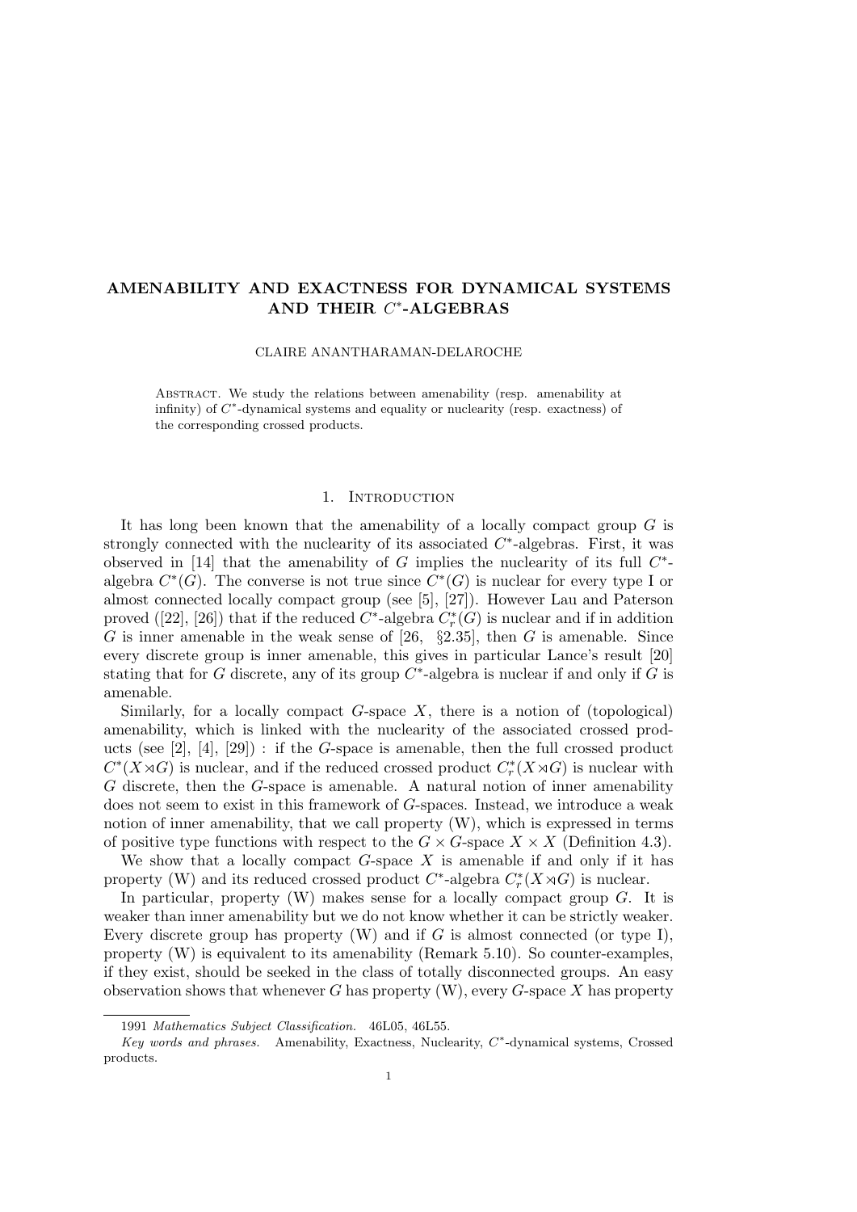# AMENABILITY AND EXACTNESS FOR DYNAMICAL SYSTEMS AND THEIR $C^*$-ALGEBRAS

CLAIRE ANANTHARAMAN-DELAROCHE

Abstract. We study the relations between amenability (resp. amenability at infinity) of $C^*$-dynamical systems and equality or nuclearity (resp. exactness) of the corresponding crossed products.

## 1. Introduction

It has long been known that the amenability of a locally compact group $G$ is strongly connected with the nuclearity of its associated $C^*$-algebras. First, it was observed in [14] that the amenability of $G$ implies the nuclearity of its full $C^*$-algebra $C^*(G)$. The converse is not true since $C^*(G)$ is nuclear for every type I or almost connected locally compact group (see [5], [27]). However Lau and Paterson proved ([22], [26]) that if the reduced $C^*$-algebra $C^*_r(G)$ is nuclear and if in addition $G$ is inner amenable in the weak sense of [26, §2.35], then $G$ is amenable. Since every discrete group is inner amenable, this gives in particular Lance's result [20] stating that for $G$ discrete, any of its group $C^*$-algebra is nuclear if and only if $G$ is amenable.

Similarly, for a locally compact $G$-space $X$, there is a notion of (topological) amenability, which is linked with the nuclearity of the associated crossed products (see [2], [4], [29]) : if the $G$-space is amenable, then the full crossed product $C^*(X \rtimes G)$ is nuclear, and if the reduced crossed product $C^*_r(X \rtimes G)$ is nuclear with $G$ discrete, then the $G$-space is amenable. A natural notion of inner amenability does not seem to exist in this framework of $G$-spaces. Instead, we introduce a weak notion of inner amenability, that we call property (W), which is expressed in terms of positive type functions with respect to the $G \times G$-space $X \times X$ (Definition 4.3).

We show that a locally compact $G$-space $X$ is amenable if and only if it has property (W) and its reduced crossed product $C^*$-algebra $C^*_r(X \rtimes G)$ is nuclear.

In particular, property (W) makes sense for a locally compact group $G$. It is weaker than inner amenability but we do not know whether it can be strictly weaker. Every discrete group has property (W) and if $G$ is almost connected (or type I), property (W) is equivalent to its amenability (Remark 5.10). So counter-examples, if they exist, should be seeked in the class of totally disconnected groups. An easy observation shows that whenever $G$ has property (W), every $G$-space $X$ has property

1991 *Mathematics Subject Classification.* 46L05, 46L55.

*Key words and phrases.* Amenability, Exactness, Nuclearity, $C^*$-dynamical systems, Crossed products.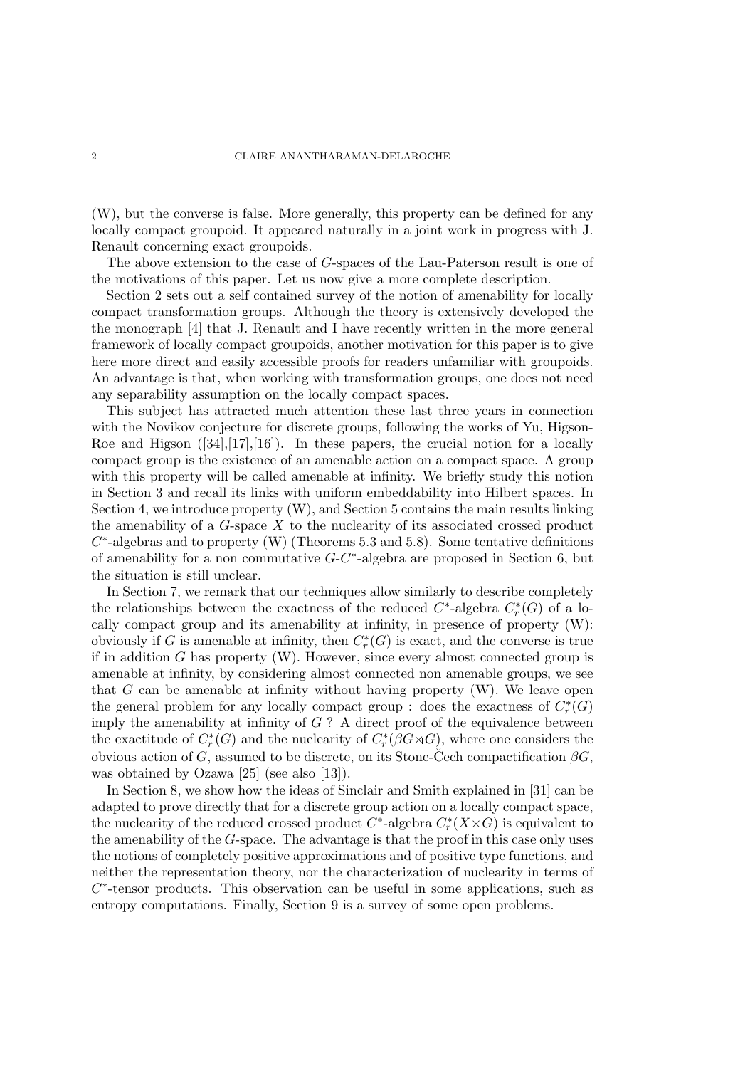(W), but the converse is false. More generally, this property can be defined for any locally compact groupoid. It appeared naturally in a joint work in progress with J. Renault concerning exact groupoids.

The above extension to the case of $G$-spaces of the Lau-Paterson result is one of the motivations of this paper. Let us now give a more complete description.

Section 2 sets out a self contained survey of the notion of amenability for locally compact transformation groups. Although the theory is extensively developed the the monograph [4] that J. Renault and I have recently written in the more general framework of locally compact groupoids, another motivation for this paper is to give here more direct and easily accessible proofs for readers unfamiliar with groupoids. An advantage is that, when working with transformation groups, one does not need any separability assumption on the locally compact spaces.

This subject has attracted much attention these last three years in connection with the Novikov conjecture for discrete groups, following the works of Yu, Higson-Roe and Higson ([34],[17],[16]). In these papers, the crucial notion for a locally compact group is the existence of an amenable action on a compact space. A group with this property will be called amenable at infinity. We briefly study this notion in Section 3 and recall its links with uniform embeddability into Hilbert spaces. In Section 4, we introduce property (W), and Section 5 contains the main results linking the amenability of a $G$-space $X$ to the nuclearity of its associated crossed product $C^*$-algebras and to property (W) (Theorems 5.3 and 5.8). Some tentative definitions of amenability for a non commutative $G$-$C^*$-algebra are proposed in Section 6, but the situation is still unclear.

In Section 7, we remark that our techniques allow similarly to describe completely the relationships between the exactness of the reduced $C^*$-algebra $C_r^*(G)$ of a locally compact group and its amenability at infinity, in presence of property (W): obviously if $G$ is amenable at infinity, then $C_r^*(G)$ is exact, and the converse is true if in addition $G$ has property (W). However, since every almost connected group is amenable at infinity, by considering almost connected non amenable groups, we see that $G$ can be amenable at infinity without having property (W). We leave open the general problem for any locally compact group : does the exactness of $C_r^*(G)$ imply the amenability at infinity of $G$ ? A direct proof of the equivalence between the exactitude of $C_r^*(G)$ and the nuclearity of $C_r^*(\beta G \rtimes G)$, where one considers the obvious action of $G$, assumed to be discrete, on its Stone-Čech compactification $\beta G$, was obtained by Ozawa [25] (see also [13]).

In Section 8, we show how the ideas of Sinclair and Smith explained in [31] can be adapted to prove directly that for a discrete group action on a locally compact space, the nuclearity of the reduced crossed product $C^*$-algebra $C_r^*(X \rtimes G)$ is equivalent to the amenability of the $G$-space. The advantage is that the proof in this case only uses the notions of completely positive approximations and of positive type functions, and neither the representation theory, nor the characterization of nuclearity in terms of $C^*$-tensor products. This observation can be useful in some applications, such as entropy computations. Finally, Section 9 is a survey of some open problems.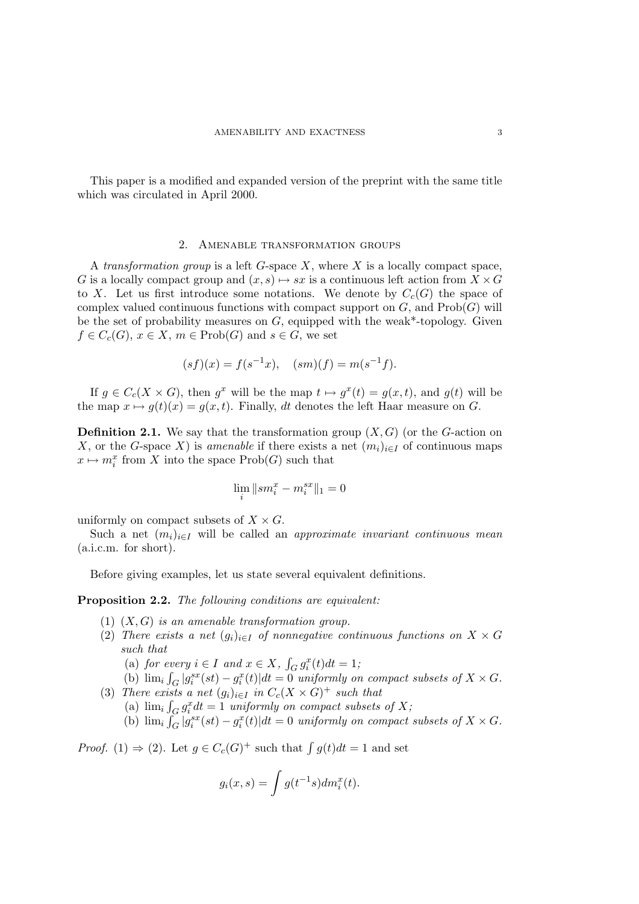This paper is a modified and expanded version of the preprint with the same title which was circulated in April 2000.

## 2. Amenable transformation groups

A *transformation group* is a left $G$-space $X$, where $X$ is a locally compact space, $G$ is a locally compact group and $(x, s) \mapsto sx$ is a continuous left action from $X \times G$ to $X$. Let us first introduce some notations. We denote by $C_c(G)$ the space of complex valued continuous functions with compact support on $G$, and $\mathrm{Prob}(G)$ will be the set of probability measures on $G$, equipped with the weak*-topology. Given $f \in C_c(G)$, $x \in X$, $m \in \mathrm{Prob}(G)$ and $s \in G$, we set

$$(sf)(x) = f(s^{-1}x), \quad (sm)(f) = m(s^{-1}f).$$

If $g \in C_c(X \times G)$, then $g^x$ will be the map $t \mapsto g^x(t) = g(x,t)$, and $g(t)$ will be the map $x \mapsto g(t)(x) = g(x,t)$. Finally, $dt$ denotes the left Haar measure on $G$.

**Definition 2.1.** We say that the transformation group $(X, G)$ (or the $G$-action on $X$, or the $G$-space $X$) is *amenable* if there exists a net $(m_i)_{i \in I}$ of continuous maps $x \mapsto m_i^x$ from $X$ into the space $\mathrm{Prob}(G)$ such that

$$\lim_i \|sm_i^x - m_i^{sx}\|_1 = 0$$

uniformly on compact subsets of $X \times G$.

Such a net $(m_i)_{i \in I}$ will be called an *approximate invariant continuous mean* (a.i.c.m. for short).

Before giving examples, let us state several equivalent definitions.

**Proposition 2.2.** *The following conditions are equivalent:*

1. *$(X, G)$ is an amenable transformation group.*
2. *There exists a net $(g_i)_{i \in I}$ of nonnegative continuous functions on $X \times G$ such that*
   (a) *for every $i \in I$ and $x \in X$, $\int_G g_i^x(t)dt = 1$;*
   (b) *$\lim_i \int_G |g_i^{sx}(st) - g_i^x(t)|dt = 0$ uniformly on compact subsets of $X \times G$.*
3. *There exists a net $(g_i)_{i \in I}$ in $C_c(X \times G)^+$ such that*
   (a) *$\lim_i \int_G g_i^x dt = 1$ uniformly on compact subsets of $X$;*
   (b) *$\lim_i \int_G |g_i^{sx}(st) - g_i^x(t)|dt = 0$ uniformly on compact subsets of $X \times G$.*

*Proof.* (1) $\Rightarrow$ (2). Let $g \in C_c(G)^+$ such that $\int g(t)dt = 1$ and set

$$g_i(x, s) = \int g(t^{-1}s)dm_i^x(t).$$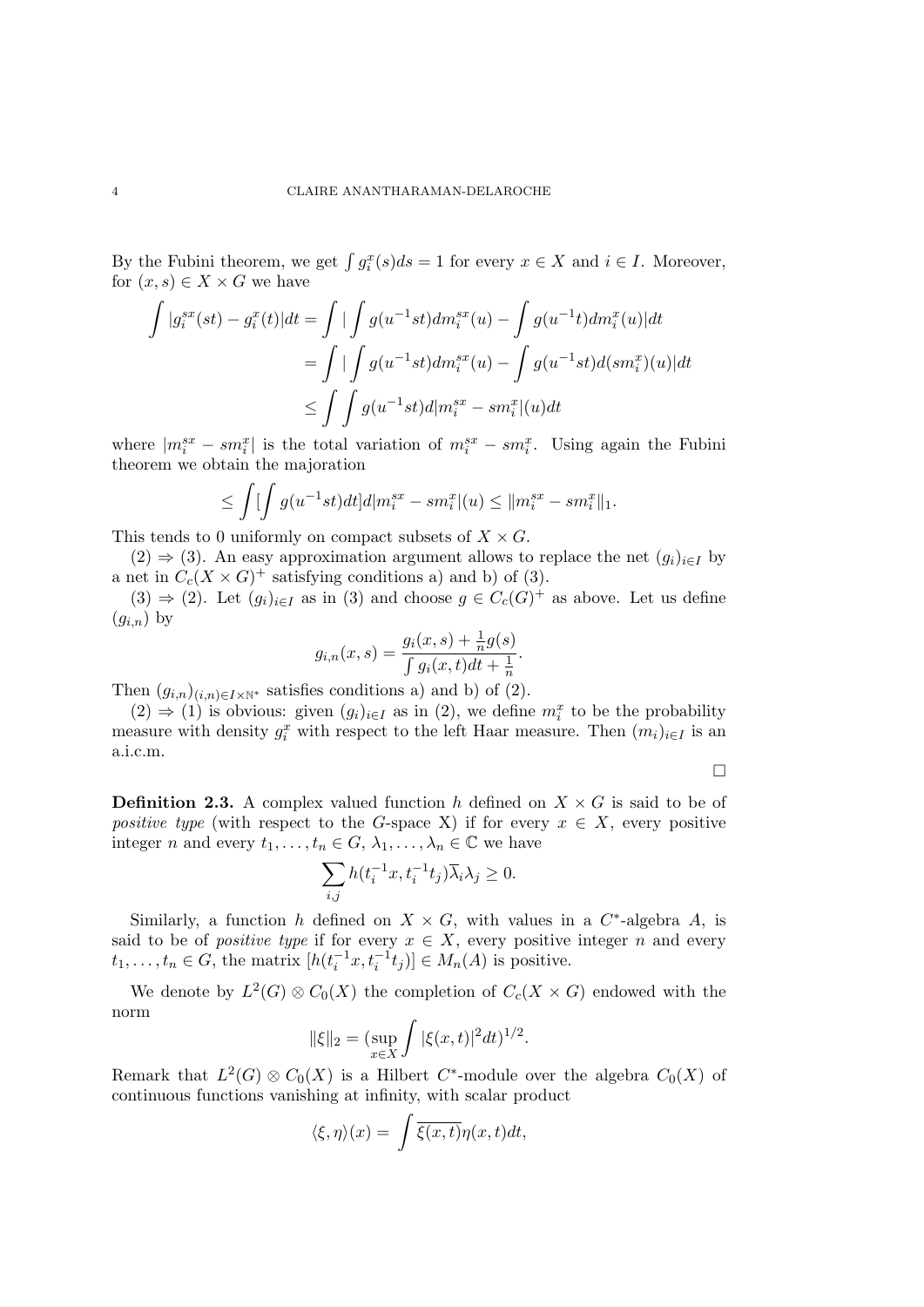By the Fubini theorem, we get $\int g_i^x(s)ds = 1$ for every $x \in X$ and $i \in I$. Moreover, for $(x,s) \in X \times G$ we have

$$\begin{aligned}
\int |g_i^{sx}(st) - g_i^x(t)|dt &= \int |\int g(u^{-1}st)dm_i^{sx}(u) - \int g(u^{-1}t)dm_i^x(u)|dt \\
&= \int |\int g(u^{-1}st)dm_i^{sx}(u) - \int g(u^{-1}st)d(sm_i^x)(u)|dt \\
&\leq \int \int g(u^{-1}st)d|m_i^{sx} - sm_i^x|(u)dt
\end{aligned}$$

where $|m_i^{sx} - sm_i^x|$ is the total variation of $m_i^{sx} - sm_i^x$. Using again the Fubini theorem we obtain the majoration

$$\leq \int [\int g(u^{-1}st)dt] d|m_i^{sx} - sm_i^x|(u) \leq \|m_i^{sx} - sm_i^x\|_1.$$

This tends to 0 uniformly on compact subsets of $X \times G$.

(2) $\Rightarrow$ (3). An easy approximation argument allows to replace the net $(g_i)_{i\in I}$ by a net in $C_c(X \times G)^+$ satisfying conditions a) and b) of (3).

(3) $\Rightarrow$ (2). Let $(g_i)_{i\in I}$ as in (3) and choose $g \in C_c(G)^+$ as above. Let us define $(g_{i,n})$ by

$$g_{i,n}(x,s) = \frac{g_i(x,s) + \frac{1}{n}g(s)}{\int g_i(x,t)dt + \frac{1}{n}}.$$

Then $(g_{i,n})_{(i,n)\in I\times\mathbb{N}^*}$ satisfies conditions a) and b) of (2).

(2) $\Rightarrow$ (1) is obvious: given $(g_i)_{i\in I}$ as in (2), we define $m_i^x$ to be the probability measure with density $g_i^x$ with respect to the left Haar measure. Then $(m_i)_{i\in I}$ is an a.i.c.m.

□

**Definition 2.3.** A complex valued function $h$ defined on $X \times G$ is said to be of *positive type* (with respect to the $G$-space X) if for every $x \in X$, every positive integer $n$ and every $t_1, \dots, t_n \in G$, $\lambda_1, \dots, \lambda_n \in \mathbb{C}$ we have

$$\sum_{i,j} h(t_i^{-1}x, t_i^{-1}t_j)\overline{\lambda}_i\lambda_j \geq 0.$$

Similarly, a function $h$ defined on $X \times G$, with values in a $C^*$-algebra $A$, is said to be of *positive type* if for every $x \in X$, every positive integer $n$ and every $t_1, \dots, t_n \in G$, the matrix $[h(t_i^{-1}x, t_i^{-1}t_j)] \in M_n(A)$ is positive.

We denote by $L^2(G) \otimes C_0(X)$ the completion of $C_c(X \times G)$ endowed with the norm

$$\|\xi\|_2 = (\sup_{x\in X} \int |\xi(x,t)|^2 dt)^{1/2}.$$

Remark that $L^2(G) \otimes C_0(X)$ is a Hilbert $C^*$-module over the algebra $C_0(X)$ of continuous functions vanishing at infinity, with scalar product

$$\langle \xi, \eta \rangle(x) = \int \overline{\xi(x,t)}\eta(x,t)dt,$$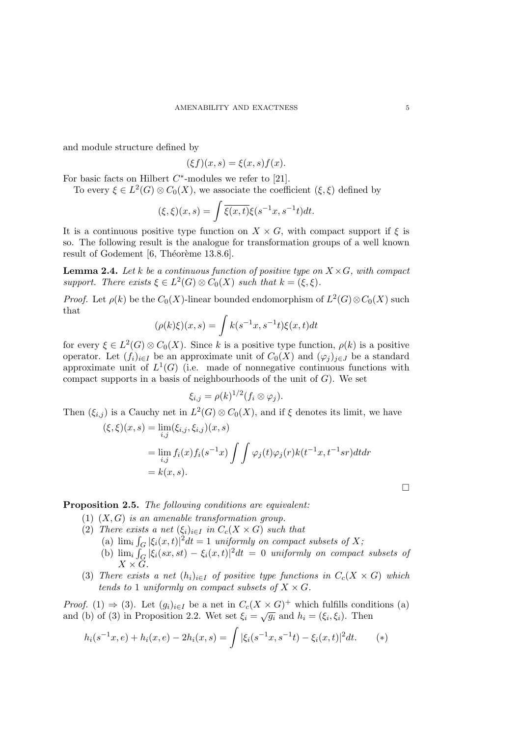and module structure defined by

$$(\xi f)(x,s) = \xi(x,s)f(x).$$

For basic facts on Hilbert $C^*$-modules we refer to [21].

To every $\xi \in L^2(G) \otimes C_0(X)$, we associate the coefficient $(\xi, \xi)$ defined by

$$(\xi,\xi)(x,s) = \int \overline{\xi(x,t)}\xi(s^{-1}x, s^{-1}t)dt.$$

It is a continuous positive type function on $X \times G$, with compact support if $\xi$ is so. The following result is the analogue for transformation groups of a well known result of Godement [6, Théorème 13.8.6].

**Lemma 2.4.** *Let $k$ be a continuous function of positive type on $X \times G$, with compact support. There exists $\xi \in L^2(G) \otimes C_0(X)$ such that $k = (\xi, \xi)$.*

*Proof.* Let $\rho(k)$ be the $C_0(X)$-linear bounded endomorphism of $L^2(G) \otimes C_0(X)$ such that

$$(\rho(k)\xi)(x,s) = \int k(s^{-1}x, s^{-1}t)\xi(x,t)dt$$

for every $\xi \in L^2(G) \otimes C_0(X)$. Since $k$ is a positive type function, $\rho(k)$ is a positive operator. Let $(f_i)_{i\in I}$ be an approximate unit of $C_0(X)$ and $(\varphi_j)_{j\in J}$ be a standard approximate unit of $L^1(G)$ (i.e. made of nonnegative continuous functions with compact supports in a basis of neighbourhoods of the unit of $G$). We set

$$\xi_{i,j} = \rho(k)^{1/2}(f_i \otimes \varphi_j).$$

Then $(\xi_{i,j})$ is a Cauchy net in $L^2(G) \otimes C_0(X)$, and if $\xi$ denotes its limit, we have

$$\begin{aligned}
(\xi,\xi)(x,s) &= \lim_{i,j}(\xi_{i,j}, \xi_{i,j})(x,s) \\
&= \lim_{i,j} f_i(x)f_i(s^{-1}x)\int\int \varphi_j(t)\varphi_j(r)k(t^{-1}x, t^{-1}sr)dtdr \\
&= k(x,s).
\end{aligned}$$

$\square$

**Proposition 2.5.** *The following conditions are equivalent:*

1. *$(X, G)$ is an amenable transformation group.*
2. *There exists a net $(\xi_i)_{i\in I}$ in $C_c(X \times G)$ such that*
   - (a) *$\lim_i \int_G |\xi_i(x,t)|^2 dt = 1$ uniformly on compact subsets of $X$;*
   - (b) *$\lim_i \int_G |\xi_i(sx, st) - \xi_i(x,t)|^2 dt = 0$ uniformly on compact subsets of $X \times G$.*
3. *There exists a net $(h_i)_{i\in I}$ of positive type functions in $C_c(X \times G)$ which tends to 1 uniformly on compact subsets of $X \times G$.*

*Proof.* (1) $\Rightarrow$ (3). Let $(g_i)_{i\in I}$ be a net in $C_c(X \times G)^+$ which fulfills conditions (a) and (b) of (3) in Proposition 2.2. Wet set $\xi_i = \sqrt{g_i}$ and $h_i = (\xi_i, \xi_i)$. Then

$$h_i(s^{-1}x, e) + h_i(x,e) - 2h_i(x,s) = \int |\xi_i(s^{-1}x, s^{-1}t) - \xi_i(x,t)|^2 dt. \qquad (*)$$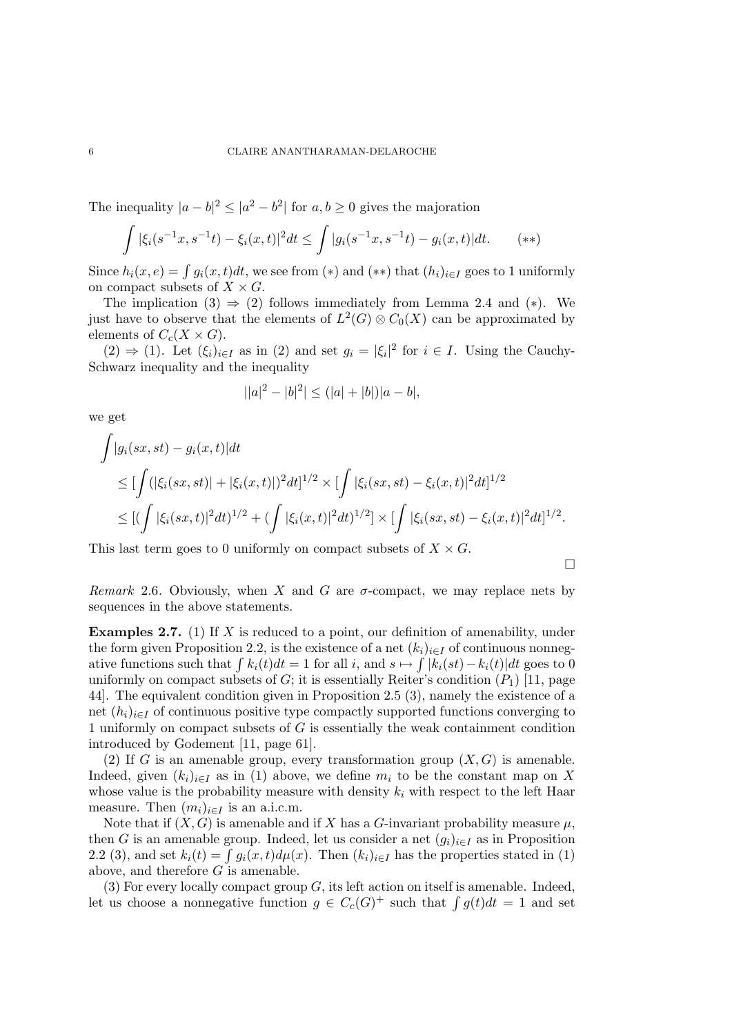The inequality $|a-b|^2 \le |a^2 - b^2|$ for $a, b \ge 0$ gives the majoration

$$\int |\xi_i(s^{-1}x, s^{-1}t) - \xi_i(x,t)|^2 dt \le \int |g_i(s^{-1}x, s^{-1}t) - g_i(x,t)| dt. \qquad (**)$$

Since $h_i(x,e) = \int g_i(x,t)dt$, we see from $(*)$ and $(**)$ that $(h_i)_{i\in I}$ goes to 1 uniformly on compact subsets of $X \times G$.

The implication (3) $\Rightarrow$ (2) follows immediately from Lemma 2.4 and $(*)$. We just have to observe that the elements of $L^2(G) \otimes C_0(X)$ can be approximated by elements of $C_c(X \times G)$.

(2) $\Rightarrow$ (1). Let $(\xi_i)_{i\in I}$ as in (2) and set $g_i = |\xi_i|^2$ for $i \in I$. Using the Cauchy-Schwarz inequality and the inequality

$$||a|^2 - |b|^2| \le (|a| + |b|)|a-b|,$$

we get

$$\begin{aligned}
&\int |g_i(sx, st) - g_i(x,t)| dt \\
&\le [\int (|\xi_i(sx,st)| + |\xi_i(x,t)|)^2 dt]^{1/2} \times [\int |\xi_i(sx,st) - \xi_i(x,t)|^2 dt]^{1/2} \\
&\le [(\int |\xi_i(sx,t)|^2 dt)^{1/2} + (\int |\xi_i(x,t)|^2 dt)^{1/2}] \times [\int |\xi_i(sx,st) - \xi_i(x,t)|^2 dt]^{1/2}.
\end{aligned}$$

This last term goes to 0 uniformly on compact subsets of $X \times G$.

□

*Remark* 2.6. Obviously, when $X$ and $G$ are $\sigma$-compact, we may replace nets by sequences in the above statements.

**Examples 2.7.** (1) If $X$ is reduced to a point, our definition of amenability, under the form given Proposition 2.2, is the existence of a net $(k_i)_{i\in I}$ of continuous nonnegative functions such that $\int k_i(t)dt = 1$ for all $i$, and $s \mapsto \int |k_i(st) - k_i(t)|dt$ goes to 0 uniformly on compact subsets of $G$; it is essentially Reiter's condition $(P_1)$ [11, page 44]. The equivalent condition given in Proposition 2.5 (3), namely the existence of a net $(h_i)_{i\in I}$ of continuous positive type compactly supported functions converging to 1 uniformly on compact subsets of $G$ is essentially the weak containment condition introduced by Godement [11, page 61].

(2) If $G$ is an amenable group, every transformation group $(X, G)$ is amenable. Indeed, given $(k_i)_{i\in I}$ as in (1) above, we define $m_i$ to be the constant map on $X$ whose value is the probability measure with density $k_i$ with respect to the left Haar measure. Then $(m_i)_{i\in I}$ is an a.i.c.m.

Note that if $(X, G)$ is amenable and if $X$ has a $G$-invariant probability measure $\mu$, then $G$ is an amenable group. Indeed, let us consider a net $(g_i)_{i\in I}$ as in Proposition 2.2 (3), and set $k_i(t) = \int g_i(x,t)d\mu(x)$. Then $(k_i)_{i\in I}$ has the properties stated in (1) above, and therefore $G$ is amenable.

(3) For every locally compact group $G$, its left action on itself is amenable. Indeed, let us choose a nonnegative function $g \in C_c(G)^+$ such that $\int g(t)dt = 1$ and set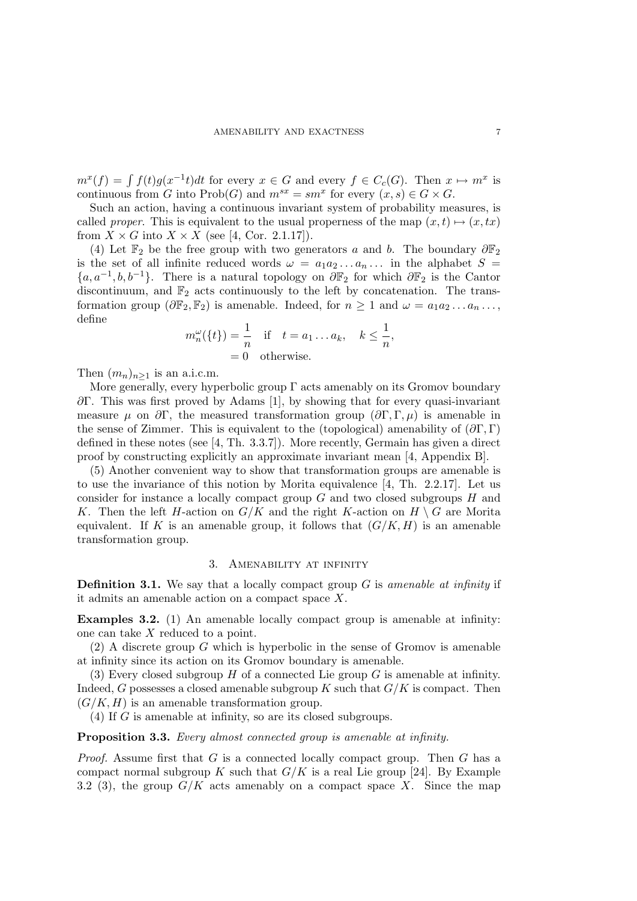$m^x(f) = \int f(t)g(x^{-1}t)dt$ for every $x \in G$ and every $f \in C_c(G)$. Then $x \mapsto m^x$ is continuous from $G$ into $\mathrm{Prob}(G)$ and $m^{sx} = sm^x$ for every $(x,s) \in G \times G$.

Such an action, having a continuous invariant system of probability measures, is called *proper*. This is equivalent to the usual properness of the map $(x,t) \mapsto (x, tx)$ from $X \times G$ into $X \times X$ (see [4, Cor. 2.1.17]).

(4) Let $\mathbb{F}_2$ be the free group with two generators $a$ and $b$. The boundary $\partial \mathbb{F}_2$ is the set of all infinite reduced words $\omega = a_1 a_2 \dots a_n \dots$ in the alphabet $S = \{a, a^{-1}, b, b^{-1}\}$. There is a natural topology on $\partial \mathbb{F}_2$ for which $\partial \mathbb{F}_2$ is the Cantor discontinuum, and $\mathbb{F}_2$ acts continuously to the left by concatenation. The transformation group $(\partial \mathbb{F}_2, \mathbb{F}_2)$ is amenable. Indeed, for $n \geq 1$ and $\omega = a_1 a_2 \dots a_n \dots$, define

$$
\begin{aligned}
m_n^\omega(\{t\}) &= \frac{1}{n} \quad \text{if} \quad t = a_1 \dots a_k, \quad k \leq \frac{1}{n}, \\
&= 0 \quad \text{otherwise.}
\end{aligned}
$$

Then $(m_n)_{n \geq 1}$ is an a.i.c.m.

More generally, every hyperbolic group $\Gamma$ acts amenably on its Gromov boundary $\partial \Gamma$. This was first proved by Adams [1], by showing that for every quasi-invariant measure $\mu$ on $\partial \Gamma$, the measured transformation group $(\partial \Gamma, \Gamma, \mu)$ is amenable in the sense of Zimmer. This is equivalent to the (topological) amenability of $(\partial \Gamma, \Gamma)$ defined in these notes (see [4, Th. 3.3.7]). More recently, Germain has given a direct proof by constructing explicitly an approximate invariant mean [4, Appendix B].

(5) Another convenient way to show that transformation groups are amenable is to use the invariance of this notion by Morita equivalence [4, Th. 2.2.17]. Let us consider for instance a locally compact group $G$ and two closed subgroups $H$ and $K$. Then the left $H$-action on $G/K$ and the right $K$-action on $H \setminus G$ are Morita equivalent. If $K$ is an amenable group, it follows that $(G/K, H)$ is an amenable transformation group.

## 3. Amenability at infinity

**Definition 3.1.** We say that a locally compact group $G$ is *amenable at infinity* if it admits an amenable action on a compact space $X$.

**Examples 3.2.** (1) An amenable locally compact group is amenable at infinity: one can take $X$ reduced to a point.

(2) A discrete group $G$ which is hyperbolic in the sense of Gromov is amenable at infinity since its action on its Gromov boundary is amenable.

(3) Every closed subgroup $H$ of a connected Lie group $G$ is amenable at infinity. Indeed, $G$ possesses a closed amenable subgroup $K$ such that $G/K$ is compact. Then $(G/K, H)$ is an amenable transformation group.

(4) If $G$ is amenable at infinity, so are its closed subgroups.

**Proposition 3.3.** *Every almost connected group is amenable at infinity.*

*Proof.* Assume first that $G$ is a connected locally compact group. Then $G$ has a compact normal subgroup $K$ such that $G/K$ is a real Lie group [24]. By Example 3.2 (3), the group $G/K$ acts amenably on a compact space $X$. Since the map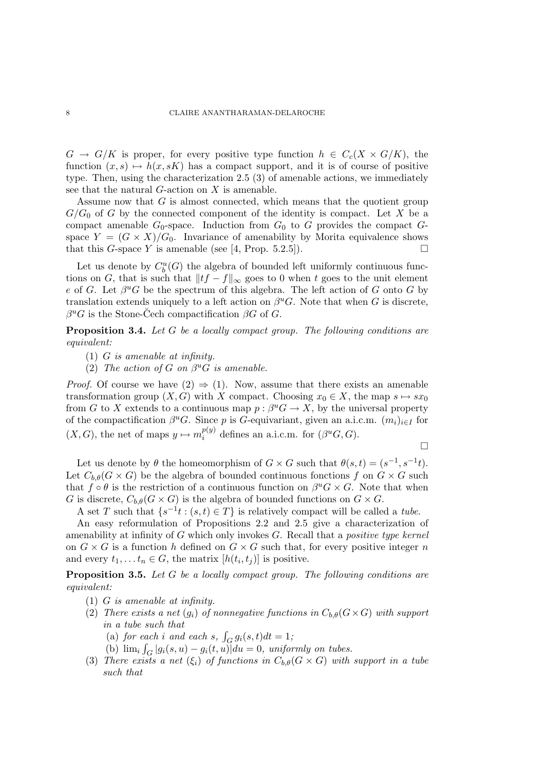$G \to G/K$ is proper, for every positive type function $h \in C_c(X \times G/K)$, the function $(x, s) \mapsto h(x, sK)$ has a compact support, and it is of course of positive type. Then, using the characterization 2.5 (3) of amenable actions, we immediately see that the natural $G$-action on $X$ is amenable.

Assume now that $G$ is almost connected, which means that the quotient group $G/G_0$ of $G$ by the connected component of the identity is compact. Let $X$ be a compact amenable $G_0$-space. Induction from $G_0$ to $G$ provides the compact $G$-space $Y = (G \times X)/G_0$. Invariance of amenability by Morita equivalence shows that this $G$-space $Y$ is amenable (see [4, Prop. 5.2.5]). $\square$

Let us denote by $C_b^u(G)$ the algebra of bounded left uniformly continuous functions on $G$, that is such that $\|tf - f\|_\infty$ goes to 0 when $t$ goes to the unit element $e$ of $G$. Let $\beta^u G$ be the spectrum of this algebra. The left action of $G$ onto $G$ by translation extends uniquely to a left action on $\beta^u G$. Note that when $G$ is discrete, $\beta^u G$ is the Stone-Čech compactification $\beta G$ of $G$.

**Proposition 3.4.** *Let $G$ be a locally compact group. The following conditions are equivalent:*

1. *$G$ is amenable at infinity.*
2. *The action of $G$ on $\beta^u G$ is amenable.*

*Proof.* Of course we have (2) $\Rightarrow$ (1). Now, assume that there exists an amenable transformation group $(X, G)$ with $X$ compact. Choosing $x_0 \in X$, the map $s \mapsto sx_0$ from $G$ to $X$ extends to a continuous map $p : \beta^u G \to X$, by the universal property of the compactification $\beta^u G$. Since $p$ is $G$-equivariant, given an a.i.c.m. $(m_i)_{i \in I}$ for $(X, G)$, the net of maps $y \mapsto m_i^{p(y)}$ defines an a.i.c.m. for $(\beta^u G, G)$.

$\square$

Let us denote by $\theta$ the homeomorphism of $G \times G$ such that $\theta(s, t) = (s^{-1}, s^{-1}t)$. Let $C_{b,\theta}(G \times G)$ be the algebra of bounded continuous fonctions $f$ on $G \times G$ such that $f \circ \theta$ is the restriction of a continuous function on $\beta^u G \times G$. Note that when $G$ is discrete, $C_{b,\theta}(G \times G)$ is the algebra of bounded functions on $G \times G$.

A set $T$ such that $\{s^{-1}t : (s, t) \in T\}$ is relatively compact will be called a *tube*.

An easy reformulation of Propositions 2.2 and 2.5 give a characterization of amenability at infinity of $G$ which only invokes $G$. Recall that a *positive type kernel* on $G \times G$ is a function $h$ defined on $G \times G$ such that, for every positive integer $n$ and every $t_1, \dots t_n \in G$, the matrix $[h(t_i, t_j)]$ is positive.

**Proposition 3.5.** *Let $G$ be a locally compact group. The following conditions are equivalent:*

1. *$G$ is amenable at infinity.*
2. *There exists a net $(g_i)$ of nonnegative functions in $C_{b,\theta}(G \times G)$ with support in a tube such that*
   (a) *for each $i$ and each $s$, $\int_G g_i(s, t) dt = 1$;*
   (b) *$\lim_i \int_G |g_i(s, u) - g_i(t, u)| du = 0$, uniformly on tubes.*
3. *There exists a net $(\xi_i)$ of functions in $C_{b,\theta}(G \times G)$ with support in a tube such that*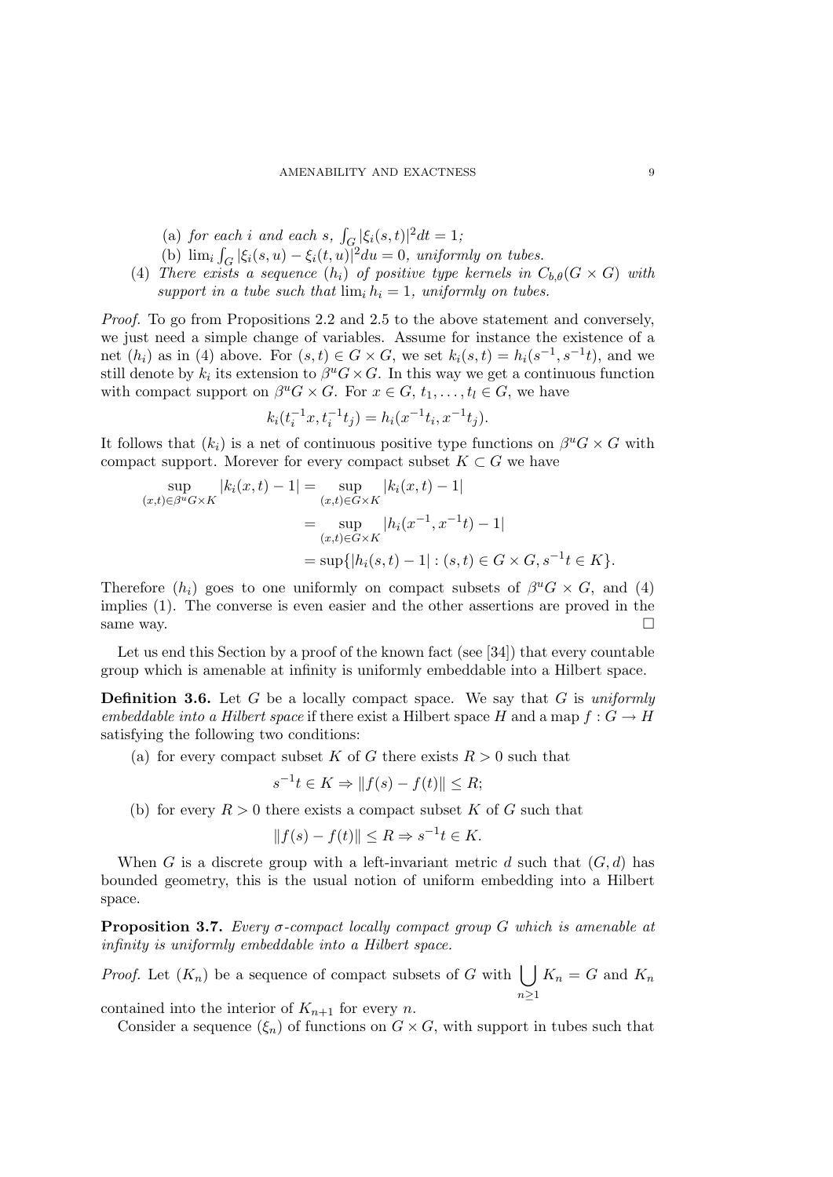(a) *for each $i$ and each $s$, $\int_G |\xi_i(s,t)|^2 dt = 1$;*

(b) *$\lim_i \int_G |\xi_i(s,u) - \xi_i(t,u)|^2 du = 0$, uniformly on tubes.*

(4) *There exists a sequence $(h_i)$ of positive type kernels in $C_{b,\theta}(G \times G)$ with support in a tube such that $\lim_i h_i = 1$, uniformly on tubes.*

*Proof.* To go from Propositions 2.2 and 2.5 to the above statement and conversely, we just need a simple change of variables. Assume for instance the existence of a net $(h_i)$ as in (4) above. For $(s,t) \in G \times G$, we set $k_i(s,t) = h_i(s^{-1}, s^{-1}t)$, and we still denote by $k_i$ its extension to $\beta^u G \times G$. In this way we get a continuous function with compact support on $\beta^u G \times G$. For $x \in G$, $t_1, \dots, t_l \in G$, we have

$$k_i(t_i^{-1}x, t_i^{-1}t_j) = h_i(x^{-1}t_i, x^{-1}t_j).$$

It follows that $(k_i)$ is a net of continuous positive type functions on $\beta^u G \times G$ with compact support. Morever for every compact subset $K \subset G$ we have

$$\begin{aligned}
\sup_{(x,t)\in \beta^u G \times K} |k_i(x,t) - 1| &= \sup_{(x,t)\in G \times K} |k_i(x,t) - 1| \\
&= \sup_{(x,t)\in G \times K} |h_i(x^{-1}, x^{-1}t) - 1| \\
&= \sup\{|h_i(s,t) - 1| : (s,t) \in G \times G, s^{-1}t \in K\}.
\end{aligned}$$

Therefore $(h_i)$ goes to one uniformly on compact subsets of $\beta^u G \times G$, and (4) implies (1). The converse is even easier and the other assertions are proved in the same way. $\square$

Let us end this Section by a proof of the known fact (see [34]) that every countable group which is amenable at infinity is uniformly embeddable into a Hilbert space.

**Definition 3.6.** Let $G$ be a locally compact space. We say that $G$ is *uniformly embeddable into a Hilbert space* if there exist a Hilbert space $H$ and a map $f : G \to H$ satisfying the following two conditions:

(a) for every compact subset $K$ of $G$ there exists $R > 0$ such that

$$s^{-1}t \in K \Rightarrow \|f(s) - f(t)\| \le R;$$

(b) for every $R > 0$ there exists a compact subset $K$ of $G$ such that

$$\|f(s) - f(t)\| \le R \Rightarrow s^{-1}t \in K.$$

When $G$ is a discrete group with a left-invariant metric $d$ such that $(G,d)$ has bounded geometry, this is the usual notion of uniform embedding into a Hilbert space.

**Proposition 3.7.** *Every $\sigma$-compact locally compact group $G$ which is amenable at infinity is uniformly embeddable into a Hilbert space.*

*Proof.* Let $(K_n)$ be a sequence of compact subsets of $G$ with $\bigcup_{n\ge 1} K_n = G$ and $K_n$ contained into the interior of $K_{n+1}$ for every $n$.

Consider a sequence $(\xi_n)$ of functions on $G \times G$, with support in tubes such that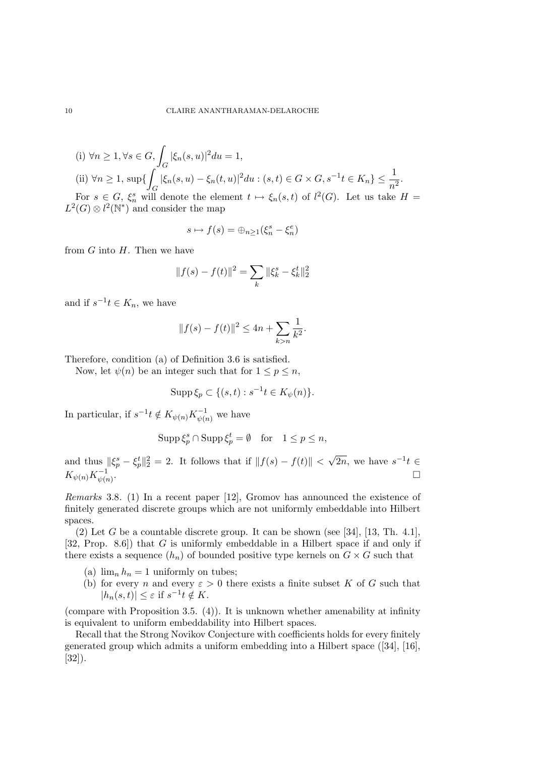(i) $\forall n \geq 1, \forall s \in G, \displaystyle\int_G |\xi_n(s,u)|^2 du = 1,$

(ii) $\forall n \geq 1, \sup\{\displaystyle\int_G |\xi_n(s,u) - \xi_n(t,u)|^2 du : (s,t) \in G \times G, s^{-1}t \in K_n\} \leq \frac{1}{n^2}.$

For $s \in G$, $\xi_n^s$ will denote the element $t \mapsto \xi_n(s,t)$ of $l^2(G)$. Let us take $H = L^2(G) \otimes l^2(\mathbb{N}^*)$ and consider the map

$$s \mapsto f(s) = \oplus_{n \geq 1}(\xi_n^s - \xi_n^e)$$

from $G$ into $H$. Then we have

$$\|f(s) - f(t)\|^2 = \sum_k \|\xi_k^s - \xi_k^t\|_2^2$$

and if $s^{-1}t \in K_n$, we have

$$\|f(s) - f(t)\|^2 \leq 4n + \sum_{k > n} \frac{1}{k^2}.$$

Therefore, condition (a) of Definition 3.6 is satisfied.

Now, let $\psi(n)$ be an integer such that for $1 \leq p \leq n$,

$$\operatorname{Supp} \xi_p \subset \{(s,t) : s^{-1}t \in K_\psi(n)\}.$$

In particular, if $s^{-1}t \notin K_{\psi(n)} K_{\psi(n)}^{-1}$ we have

$$\operatorname{Supp} \xi_p^s \cap \operatorname{Supp} \xi_p^t = \emptyset \quad \text{for} \quad 1 \leq p \leq n,$$

and thus $\|\xi_p^s - \xi_p^t\|_2^2 = 2$. It follows that if $\|f(s) - f(t)\| < \sqrt{2n}$, we have $s^{-1}t \in K_{\psi(n)} K_{\psi(n)}^{-1}$. ☐

*Remarks* 3.8. (1) In a recent paper [12], Gromov has announced the existence of finitely generated discrete groups which are not uniformly embeddable into Hilbert spaces.

(2) Let $G$ be a countable discrete group. It can be shown (see [34], [13, Th. 4.1], [32, Prop. 8.6]) that $G$ is uniformly embeddable in a Hilbert space if and only if there exists a sequence $(h_n)$ of bounded positive type kernels on $G \times G$ such that

- (a) $\lim_n h_n = 1$ uniformly on tubes;
- (b) for every $n$ and every $\varepsilon > 0$ there exists a finite subset $K$ of $G$ such that $|h_n(s,t)| \leq \varepsilon$ if $s^{-1}t \notin K$.

(compare with Proposition 3.5. (4)). It is unknown whether amenability at infinity is equivalent to uniform embeddability into Hilbert spaces.

Recall that the Strong Novikov Conjecture with coefficients holds for every finitely generated group which admits a uniform embedding into a Hilbert space ([34], [16], [32]).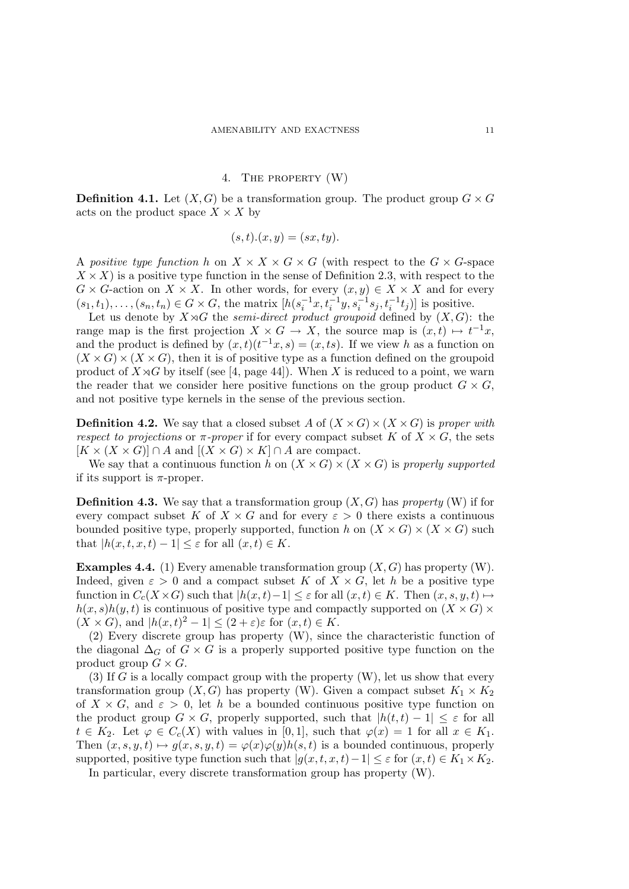## 4. The property (W)

**Definition 4.1.** Let $(X, G)$ be a transformation group. The product group $G \times G$ acts on the product space $X \times X$ by

$$(s, t).(x, y) = (sx, ty).$$

A *positive type function* $h$ on $X \times X \times G \times G$ (with respect to the $G \times G$-space $X \times X$) is a positive type function in the sense of Definition 2.3, with respect to the $G \times G$-action on $X \times X$. In other words, for every $(x, y) \in X \times X$ and for every $(s_1, t_1), \dots, (s_n, t_n) \in G \times G$, the matrix $[h(s_i^{-1}x, t_i^{-1}y, s_i^{-1}s_j, t_i^{-1}t_j)]$ is positive.

Let us denote by $X \rtimes G$ the *semi-direct product groupoid* defined by $(X, G)$: the range map is the first projection $X \times G \to X$, the source map is $(x, t) \mapsto t^{-1}x$, and the product is defined by $(x, t)(t^{-1}x, s) = (x, ts)$. If we view $h$ as a function on $(X \times G) \times (X \times G)$, then it is of positive type as a function defined on the groupoid product of $X \rtimes G$ by itself (see [4, page 44]). When $X$ is reduced to a point, we warn the reader that we consider here positive functions on the group product $G \times G$, and not positive type kernels in the sense of the previous section.

**Definition 4.2.** We say that a closed subset $A$ of $(X \times G) \times (X \times G)$ is *proper with respect to projections* or $\pi$*-proper* if for every compact subset $K$ of $X \times G$, the sets $[K \times (X \times G)] \cap A$ and $[(X \times G) \times K] \cap A$ are compact.

We say that a continuous function $h$ on $(X \times G) \times (X \times G)$ is *properly supported* if its support is $\pi$-proper.

**Definition 4.3.** We say that a transformation group $(X, G)$ has *property* (W) if for every compact subset $K$ of $X \times G$ and for every $\varepsilon > 0$ there exists a continuous bounded positive type, properly supported, function $h$ on $(X \times G) \times (X \times G)$ such that $|h(x, t, x, t) - 1| \le \varepsilon$ for all $(x, t) \in K$.

**Examples 4.4.** (1) Every amenable transformation group $(X, G)$ has property (W). Indeed, given $\varepsilon > 0$ and a compact subset $K$ of $X \times G$, let $h$ be a positive type function in $C_c(X \times G)$ such that $|h(x, t) - 1| \le \varepsilon$ for all $(x, t) \in K$. Then $(x, s, y, t) \mapsto h(x, s)h(y, t)$ is continuous of positive type and compactly supported on $(X \times G) \times (X \times G)$, and $|h(x, t)^2 - 1| \le (2 + \varepsilon)\varepsilon$ for $(x, t) \in K$.

(2) Every discrete group has property (W), since the characteristic function of the diagonal $\Delta_G$ of $G \times G$ is a properly supported positive type function on the product group $G \times G$.

(3) If $G$ is a locally compact group with the property (W), let us show that every transformation group $(X, G)$ has property (W). Given a compact subset $K_1 \times K_2$ of $X \times G$, and $\varepsilon > 0$, let $h$ be a bounded continuous positive type function on the product group $G \times G$, properly supported, such that $|h(t, t) - 1| \le \varepsilon$ for all $t \in K_2$. Let $\varphi \in C_c(X)$ with values in $[0, 1]$, such that $\varphi(x) = 1$ for all $x \in K_1$. Then $(x, s, y, t) \mapsto g(x, s, y, t) = \varphi(x)\varphi(y)h(s, t)$ is a bounded continuous, properly supported, positive type function such that $|g(x, t, x, t) - 1| \le \varepsilon$ for $(x, t) \in K_1 \times K_2$.

In particular, every discrete transformation group has property (W).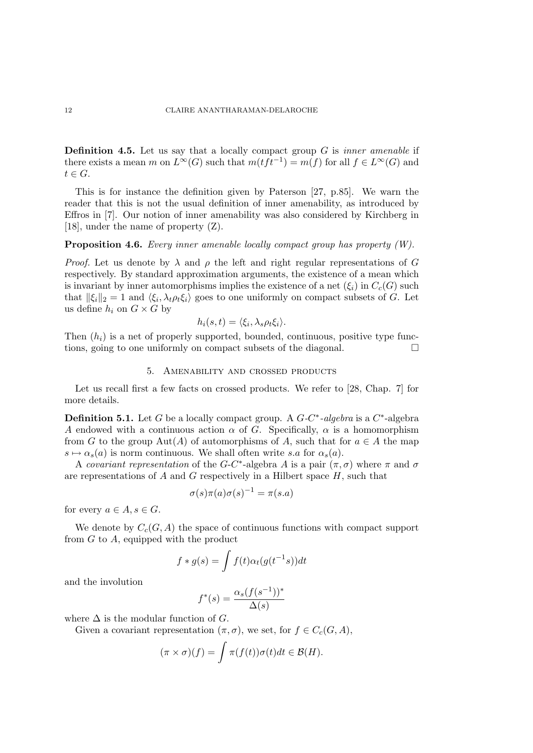**Definition 4.5.** Let us say that a locally compact group $G$ is *inner amenable* if there exists a mean $m$ on $L^\infty(G)$ such that $m(tft^{-1}) = m(f)$ for all $f \in L^\infty(G)$ and $t \in G$.

This is for instance the definition given by Paterson [27, p.85]. We warn the reader that this is not the usual definition of inner amenability, as introduced by Effros in [7]. Our notion of inner amenability was also considered by Kirchberg in [18], under the name of property (Z).

**Proposition 4.6.** *Every inner amenable locally compact group has property (W).*

*Proof.* Let us denote by $\lambda$ and $\rho$ the left and right regular representations of $G$ respectively. By standard approximation arguments, the existence of a mean which is invariant by inner automorphisms implies the existence of a net $(\xi_i)$ in $C_c(G)$ such that $\|\xi_i\|_2 = 1$ and $\langle \xi_i, \lambda_t \rho_t \xi_i \rangle$ goes to one uniformly on compact subsets of $G$. Let us define $h_i$ on $G \times G$ by

$$h_i(s,t) = \langle \xi_i, \lambda_s \rho_t \xi_i \rangle.$$

Then $(h_i)$ is a net of properly supported, bounded, continuous, positive type functions, going to one uniformly on compact subsets of the diagonal. □

## 5. Amenability and crossed products

Let us recall first a few facts on crossed products. We refer to [28, Chap. 7] for more details.

**Definition 5.1.** Let $G$ be a locally compact group. A *$G$-$C^*$-algebra* is a $C^*$-algebra $A$ endowed with a continuous action $\alpha$ of $G$. Specifically, $\alpha$ is a homomorphism from $G$ to the group $\mathrm{Aut}(A)$ of automorphisms of $A$, such that for $a \in A$ the map $s \mapsto \alpha_s(a)$ is norm continuous. We shall often write $s.a$ for $\alpha_s(a)$.

A *covariant representation* of the $G$-$C^*$-algebra $A$ is a pair $(\pi, \sigma)$ where $\pi$ and $\sigma$ are representations of $A$ and $G$ respectively in a Hilbert space $H$, such that

$$\sigma(s)\pi(a)\sigma(s)^{-1} = \pi(s.a)$$

for every $a \in A, s \in G$.

We denote by $C_c(G, A)$ the space of continuous functions with compact support from $G$ to $A$, equipped with the product

$$f * g(s) = \int f(t)\alpha_t(g(t^{-1}s))dt$$

and the involution

$$f^*(s) = \frac{\alpha_s(f(s^{-1}))^*}{\Delta(s)}$$

where $\Delta$ is the modular function of $G$.

Given a covariant representation $(\pi, \sigma)$, we set, for $f \in C_c(G, A)$,

$$(\pi \times \sigma)(f) = \int \pi(f(t))\sigma(t)dt \in \mathcal{B}(H).$$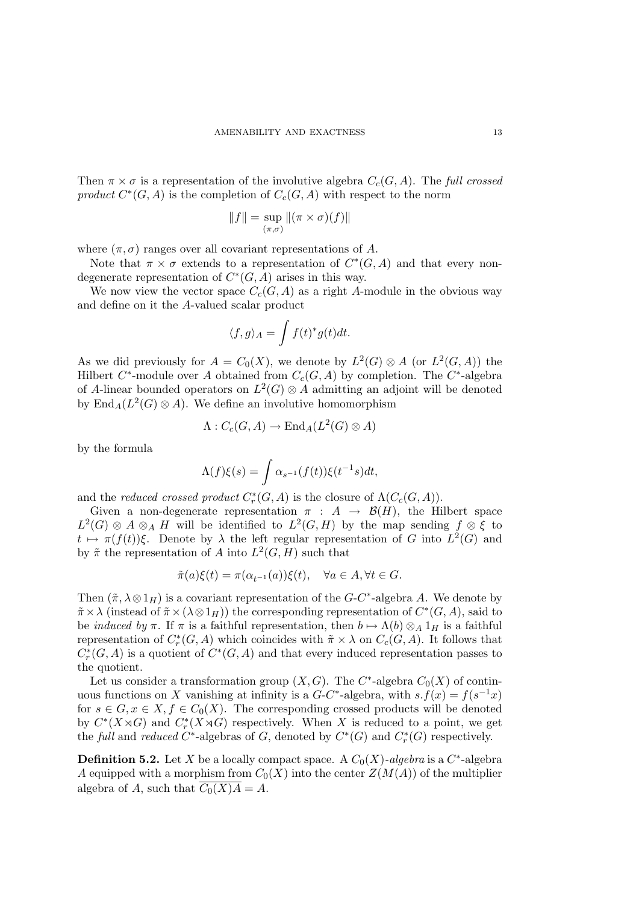Then $\pi \times \sigma$ is a representation of the involutive algebra $C_c(G, A)$. The *full crossed product* $C^*(G, A)$ is the completion of $C_c(G, A)$ with respect to the norm

$$\|f\| = \sup_{(\pi,\sigma)} \|(\pi \times \sigma)(f)\|$$

where $(\pi, \sigma)$ ranges over all covariant representations of $A$.

Note that $\pi \times \sigma$ extends to a representation of $C^*(G, A)$ and that every non-degenerate representation of $C^*(G, A)$ arises in this way.

We now view the vector space $C_c(G, A)$ as a right $A$-module in the obvious way and define on it the $A$-valued scalar product

$$\langle f, g\rangle_A = \int f(t)^* g(t) dt.$$

As we did previously for $A = C_0(X)$, we denote by $L^2(G) \otimes A$ (or $L^2(G, A)$) the Hilbert $C^*$-module over $A$ obtained from $C_c(G, A)$ by completion. The $C^*$-algebra of $A$-linear bounded operators on $L^2(G) \otimes A$ admitting an adjoint will be denoted by $\mathrm{End}_A(L^2(G) \otimes A)$. We define an involutive homomorphism

$$\Lambda : C_c(G, A) \to \mathrm{End}_A(L^2(G) \otimes A)$$

by the formula

$$\Lambda(f)\xi(s) = \int \alpha_{s^{-1}}(f(t))\xi(t^{-1}s)dt,$$

and the *reduced crossed product* $C^*_r(G, A)$ is the closure of $\Lambda(C_c(G, A))$.

Given a non-degenerate representation $\pi : A \to \mathcal{B}(H)$, the Hilbert space $L^2(G) \otimes A \otimes_A H$ will be identified to $L^2(G, H)$ by the map sending $f \otimes \xi$ to $t \mapsto \pi(f(t))\xi$. Denote by $\lambda$ the left regular representation of $G$ into $L^2(G)$ and by $\tilde{\pi}$ the representation of $A$ into $L^2(G, H)$ such that

$$\tilde{\pi}(a)\xi(t) = \pi(\alpha_{t^{-1}}(a))\xi(t), \quad \forall a \in A, \forall t \in G.$$

Then $(\tilde{\pi}, \lambda \otimes 1_H)$ is a covariant representation of the $G$-$C^*$-algebra $A$. We denote by $\tilde{\pi} \times \lambda$ (instead of $\tilde{\pi} \times (\lambda \otimes 1_H)$) the corresponding representation of $C^*(G, A)$, said to be *induced by* $\pi$. If $\pi$ is a faithful representation, then $b \mapsto \Lambda(b) \otimes_A 1_H$ is a faithful representation of $C^*_r(G, A)$ which coincides with $\tilde{\pi} \times \lambda$ on $C_c(G, A)$. It follows that $C^*_r(G, A)$ is a quotient of $C^*(G, A)$ and that every induced representation passes to the quotient.

Let us consider a transformation group $(X, G)$. The $C^*$-algebra $C_0(X)$ of continuous functions on $X$ vanishing at infinity is a $G$-$C^*$-algebra, with $s.f(x) = f(s^{-1}x)$ for $s \in G, x \in X, f \in C_0(X)$. The corresponding crossed products will be denoted by $C^*(X \rtimes G)$ and $C^*_r(X \rtimes G)$ respectively. When $X$ is reduced to a point, we get the *full* and *reduced* $C^*$-algebras of $G$, denoted by $C^*(G)$ and $C^*_r(G)$ respectively.

**Definition 5.2.** Let $X$ be a locally compact space. A $C_0(X)$-*algebra* is a $C^*$-algebra $A$ equipped with a morphism from $C_0(X)$ into the center $Z(M(A))$ of the multiplier algebra of $A$, such that $\overline{C_0(X)A} = A$.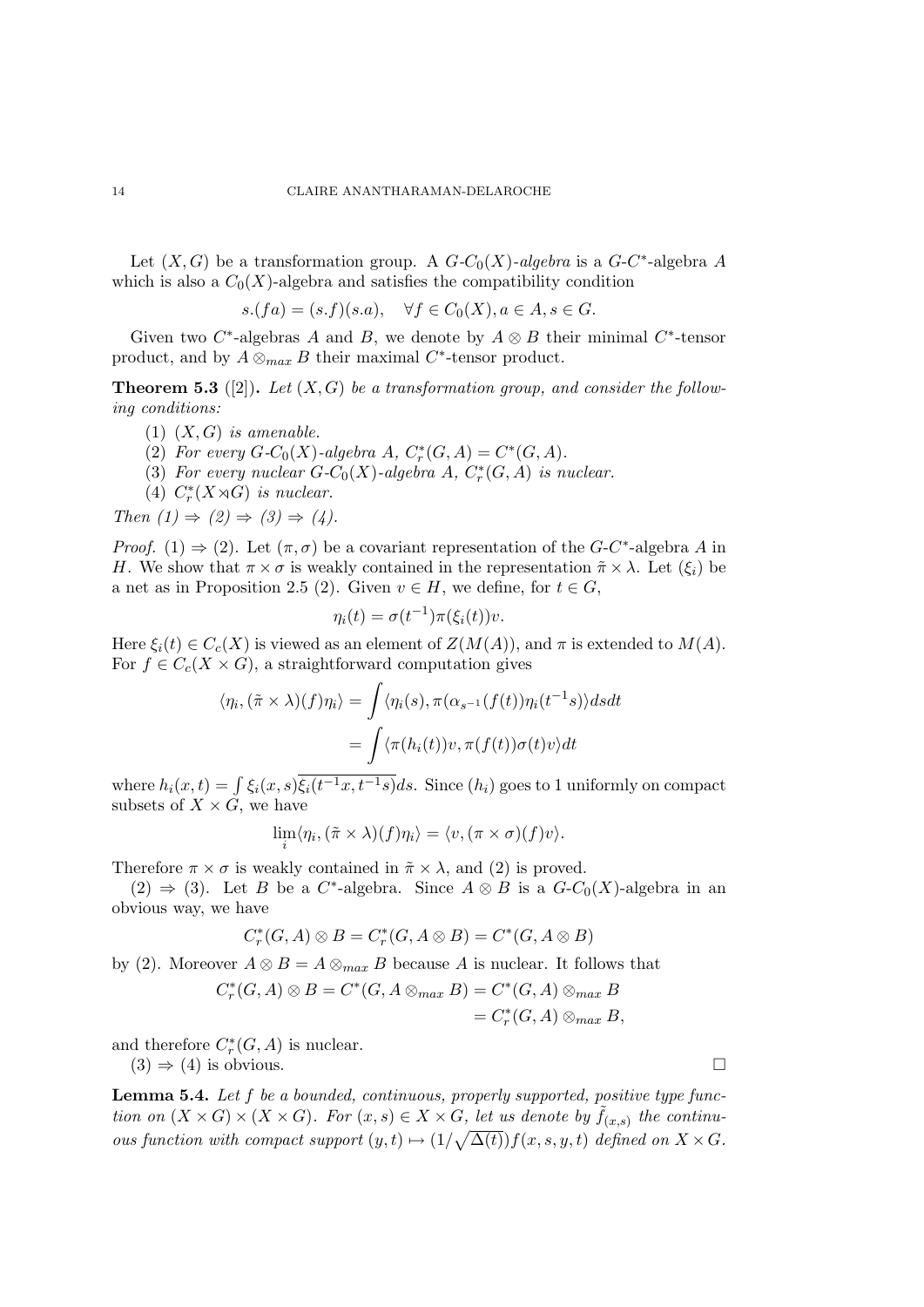Let $(X, G)$ be a transformation group. A *$G$-$C_0(X)$-algebra* is a $G$-$C^*$-algebra $A$ which is also a $C_0(X)$-algebra and satisfies the compatibility condition

$$s.(fa) = (s.f)(s.a), \quad \forall f \in C_0(X), a \in A, s \in G.$$

Given two $C^*$-algebras $A$ and $B$, we denote by $A \otimes B$ their minimal $C^*$-tensor product, and by $A \otimes_{max} B$ their maximal $C^*$-tensor product.

**Theorem 5.3** ([2])**.** *Let $(X, G)$ be a transformation group, and consider the following conditions:*

1. *$(X, G)$ is amenable.*
2. *For every $G$-$C_0(X)$-algebra $A$, $C_r^*(G, A) = C^*(G, A)$.*
3. *For every nuclear $G$-$C_0(X)$-algebra $A$, $C_r^*(G, A)$ is nuclear.*
4. *$C_r^*(X \rtimes G)$ is nuclear.*

*Then (1) $\Rightarrow$ (2) $\Rightarrow$ (3) $\Rightarrow$ (4).*

*Proof.* (1) $\Rightarrow$ (2). Let $(\pi, \sigma)$ be a covariant representation of the $G$-$C^*$-algebra $A$ in $H$. We show that $\pi \times \sigma$ is weakly contained in the representation $\tilde{\pi} \times \lambda$. Let $(\xi_i)$ be a net as in Proposition 2.5 (2). Given $v \in H$, we define, for $t \in G$,

$$\eta_i(t) = \sigma(t^{-1})\pi(\xi_i(t))v.$$

Here $\xi_i(t) \in C_c(X)$ is viewed as an element of $Z(M(A))$, and $\pi$ is extended to $M(A)$. For $f \in C_c(X \times G)$, a straightforward computation gives

$$\begin{aligned} \langle \eta_i, (\tilde{\pi} \times \lambda)(f)\eta_i \rangle &= \int \langle \eta_i(s), \pi(\alpha_{s^{-1}}(f(t))\eta_i(t^{-1}s) \rangle ds dt \\ &= \int \langle \pi(h_i(t))v, \pi(f(t))\sigma(t)v \rangle dt \end{aligned}$$

where $h_i(x, t) = \int \xi_i(x, s)\overline{\xi_i(t^{-1}x, t^{-1}s)} ds$. Since $(h_i)$ goes to 1 uniformly on compact subsets of $X \times G$, we have

$$\lim_i \langle \eta_i, (\tilde{\pi} \times \lambda)(f)\eta_i \rangle = \langle v, (\pi \times \sigma)(f)v \rangle.$$

Therefore $\pi \times \sigma$ is weakly contained in $\tilde{\pi} \times \lambda$, and (2) is proved.

(2) $\Rightarrow$ (3). Let $B$ be a $C^*$-algebra. Since $A \otimes B$ is a $G$-$C_0(X)$-algebra in an obvious way, we have

$$C_r^*(G, A) \otimes B = C_r^*(G, A \otimes B) = C^*(G, A \otimes B)$$

by (2). Moreover $A \otimes B = A \otimes_{max} B$ because $A$ is nuclear. It follows that

$$\begin{aligned} C_r^*(G, A) \otimes B = C^*(G, A \otimes_{max} B) &= C^*(G, A) \otimes_{max} B \\ &= C_r^*(G, A) \otimes_{max} B, \end{aligned}$$

and therefore $C_r^*(G, A)$ is nuclear.

(3) $\Rightarrow$ (4) is obvious. $\square$

**Lemma 5.4.** *Let $f$ be a bounded, continuous, properly supported, positive type function on $(X \times G) \times (X \times G)$. For $(x, s) \in X \times G$, let us denote by $\tilde{f}_{(x,s)}$ the continuous function with compact support $(y, t) \mapsto (1/\sqrt{\Delta(t)})f(x, s, y, t)$ defined on $X \times G$.*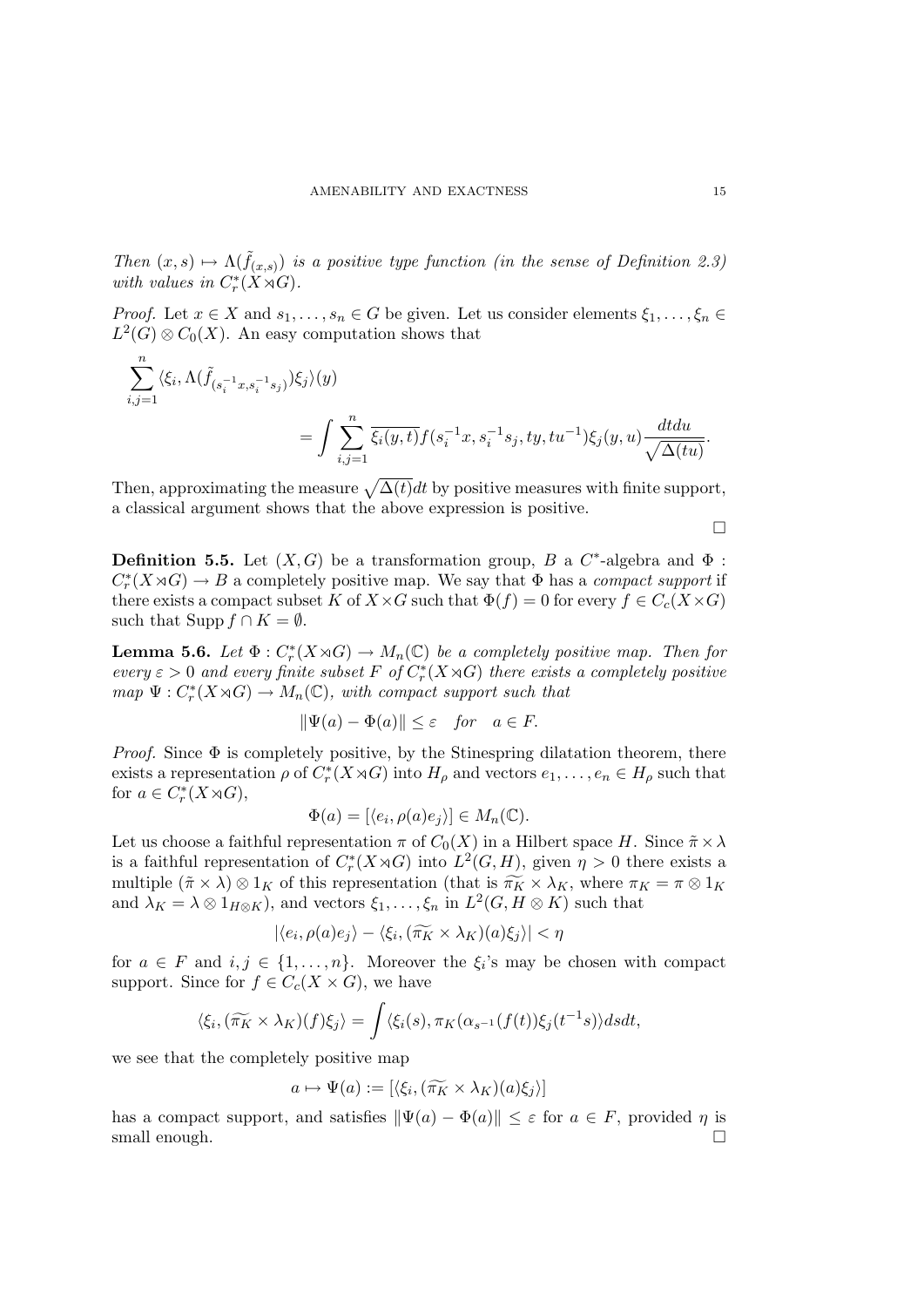*Then* $(x,s) \mapsto \Lambda(\tilde{f}_{(x,s)})$ *is a positive type function (in the sense of Definition 2.3) with values in* $C_r^*(X \rtimes G)$.

*Proof.* Let $x \in X$ and $s_1, \dots, s_n \in G$ be given. Let us consider elements $\xi_1, \dots, \xi_n \in L^2(G) \otimes C_0(X)$. An easy computation shows that

$$\sum_{i,j=1}^{n} \langle \xi_i, \Lambda(\tilde{f}_{(s_i^{-1}x, s_i^{-1}s_j)})\xi_j \rangle (y)$$
$$= \int \sum_{i,j=1}^{n} \overline{\xi_i(y,t)} f(s_i^{-1}x, s_i^{-1}s_j, ty, tu^{-1}) \xi_j(y,u) \frac{dtdu}{\sqrt{\Delta(tu)}}.$$

Then, approximating the measure $\sqrt{\Delta(t)}dt$ by positive measures with finite support, a classical argument shows that the above expression is positive.

□

**Definition 5.5.** Let $(X,G)$ be a transformation group, $B$ a $C^*$-algebra and $\Phi : C_r^*(X \rtimes G) \to B$ a completely positive map. We say that $\Phi$ has a *compact support* if there exists a compact subset $K$ of $X \times G$ such that $\Phi(f) = 0$ for every $f \in C_c(X \times G)$ such that $\mathrm{Supp}\, f \cap K = \emptyset$.

**Lemma 5.6.** *Let* $\Phi : C_r^*(X \rtimes G) \to M_n(\mathbb{C})$ *be a completely positive map. Then for every* $\varepsilon > 0$ *and every finite subset* $F$ *of* $C_r^*(X \rtimes G)$ *there exists a completely positive map* $\Psi : C_r^*(X \rtimes G) \to M_n(\mathbb{C})$*, with compact support such that*

$$\|\Psi(a) - \Phi(a)\| \le \varepsilon \quad \text{for} \quad a \in F.$$

*Proof.* Since $\Phi$ is completely positive, by the Stinespring dilatation theorem, there exists a representation $\rho$ of $C_r^*(X \rtimes G)$ into $H_\rho$ and vectors $e_1, \dots, e_n \in H_\rho$ such that for $a \in C_r^*(X \rtimes G)$,

$$\Phi(a) = [\langle e_i, \rho(a) e_j \rangle] \in M_n(\mathbb{C}).$$

Let us choose a faithful representation $\pi$ of $C_0(X)$ in a Hilbert space $H$. Since $\tilde{\pi} \times \lambda$ is a faithful representation of $C_r^*(X \rtimes G)$ into $L^2(G,H)$, given $\eta > 0$ there exists a multiple $(\tilde{\pi} \times \lambda) \otimes 1_K$ of this representation (that is $\widetilde{\pi_K} \times \lambda_K$, where $\pi_K = \pi \otimes 1_K$ and $\lambda_K = \lambda \otimes 1_{H \otimes K}$), and vectors $\xi_1, \dots, \xi_n$ in $L^2(G, H \otimes K)$ such that

$$|\langle e_i, \rho(a) e_j \rangle - \langle \xi_i, (\widetilde{\pi_K} \times \lambda_K)(a)\xi_j \rangle| < \eta$$

for $a \in F$ and $i, j \in \{1, \dots, n\}$. Moreover the $\xi_i$'s may be chosen with compact support. Since for $f \in C_c(X \times G)$, we have

$$\langle \xi_i, (\widetilde{\pi_K} \times \lambda_K)(f)\xi_j \rangle = \int \langle \xi_i(s), \pi_K(\alpha_{s^{-1}}(f(t))\xi_j(t^{-1}s) \rangle ds dt,$$

we see that the completely positive map

$$a \mapsto \Psi(a) := [\langle \xi_i, (\widetilde{\pi_K} \times \lambda_K)(a)\xi_j \rangle]$$

has a compact support, and satisfies $\|\Psi(a) - \Phi(a)\| \le \varepsilon$ for $a \in F$, provided $\eta$ is small enough. □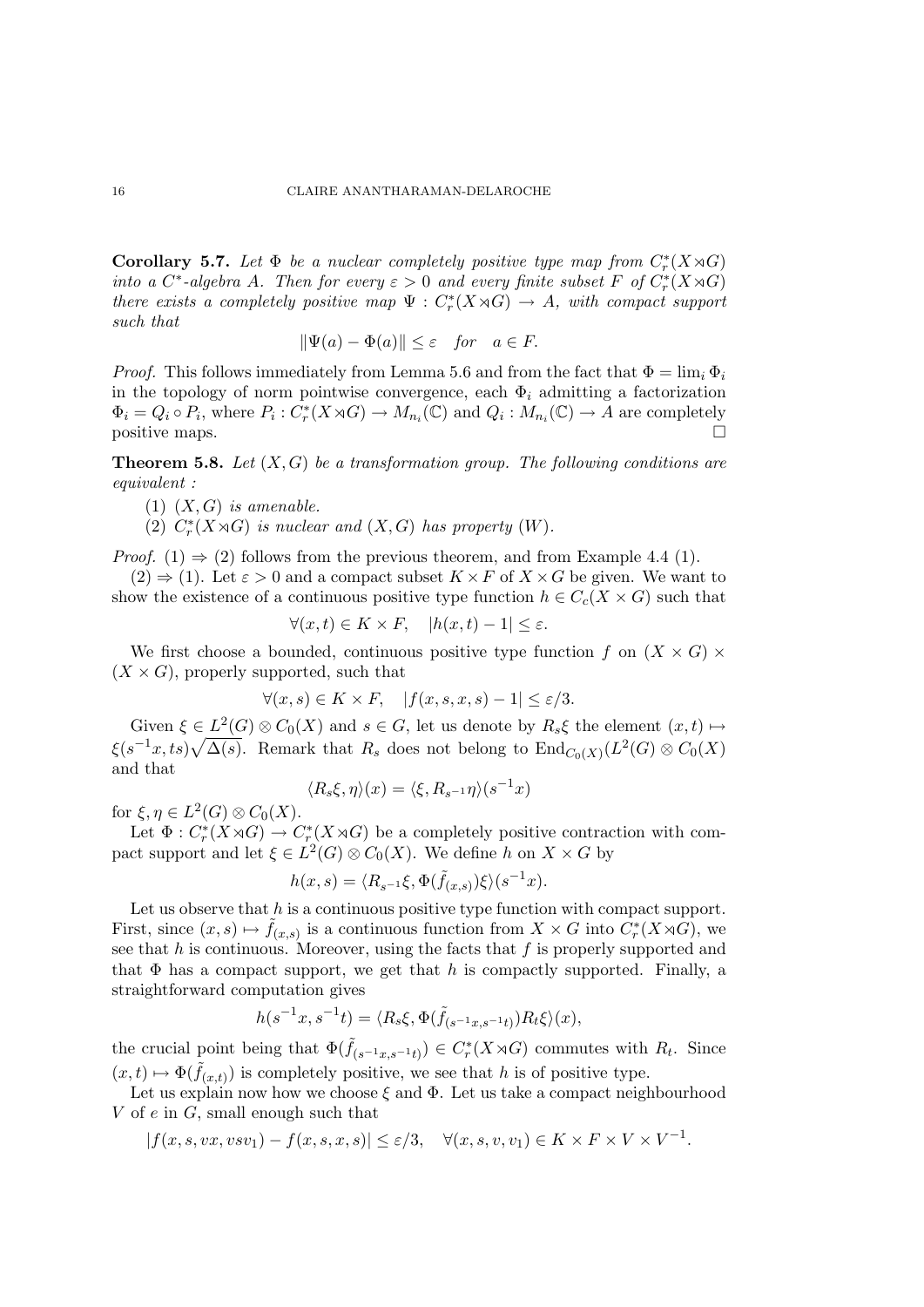**Corollary 5.7.** *Let $\Phi$ be a nuclear completely positive type map from $C^*_r(X \rtimes G)$ into a $C^*$-algebra $A$. Then for every $\varepsilon > 0$ and every finite subset $F$ of $C^*_r(X \rtimes G)$ there exists a completely positive map $\Psi : C^*_r(X \rtimes G) \to A$, with compact support such that*

$$\|\Psi(a) - \Phi(a)\| \le \varepsilon \quad \text{for} \quad a \in F.$$

*Proof.* This follows immediately from Lemma 5.6 and from the fact that $\Phi = \lim_i \Phi_i$ in the topology of norm pointwise convergence, each $\Phi_i$ admitting a factorization $\Phi_i = Q_i \circ P_i$, where $P_i : C^*_r(X \rtimes G) \to M_{n_i}(\mathbb{C})$ and $Q_i : M_{n_i}(\mathbb{C}) \to A$ are completely positive maps. $\square$

**Theorem 5.8.** *Let $(X, G)$ be a transformation group. The following conditions are equivalent :*

(1) *$(X, G)$ is amenable.*
(2) *$C^*_r(X \rtimes G)$ is nuclear and $(X, G)$ has property $(W)$.*

*Proof.* (1) $\Rightarrow$ (2) follows from the previous theorem, and from Example 4.4 (1).

(2) $\Rightarrow$ (1). Let $\varepsilon > 0$ and a compact subset $K \times F$ of $X \times G$ be given. We want to show the existence of a continuous positive type function $h \in C_c(X \times G)$ such that

$$\forall (x,t) \in K \times F, \quad |h(x,t) - 1| \le \varepsilon.$$

We first choose a bounded, continuous positive type function $f$ on $(X \times G) \times (X \times G)$, properly supported, such that

$$\forall (x,s) \in K \times F, \quad |f(x,s,x,s) - 1| \le \varepsilon/3.$$

Given $\xi \in L^2(G) \otimes C_0(X)$ and $s \in G$, let us denote by $R_s \xi$ the element $(x,t) \mapsto \xi(s^{-1}x, ts)\sqrt{\Delta(s)}$. Remark that $R_s$ does not belong to $\mathrm{End}_{C_0(X)}(L^2(G) \otimes C_0(X)$ and that

$$\langle R_s \xi, \eta \rangle (x) = \langle \xi, R_{s^{-1}} \eta \rangle (s^{-1}x)$$

for $\xi, \eta \in L^2(G) \otimes C_0(X)$.

Let $\Phi : C^*_r(X \rtimes G) \to C^*_r(X \rtimes G)$ be a completely positive contraction with compact support and let $\xi \in L^2(G) \otimes C_0(X)$. We define $h$ on $X \times G$ by

$$h(x,s) = \langle R_{s^{-1}} \xi, \Phi(\tilde{f}_{(x,s)}) \xi \rangle (s^{-1}x).$$

Let us observe that $h$ is a continuous positive type function with compact support. First, since $(x,s) \mapsto \tilde{f}_{(x,s)}$ is a continuous function from $X \times G$ into $C^*_r(X \rtimes G)$, we see that $h$ is continuous. Moreover, using the facts that $f$ is properly supported and that $\Phi$ has a compact support, we get that $h$ is compactly supported. Finally, a straightforward computation gives

$$h(s^{-1}x, s^{-1}t) = \langle R_s \xi, \Phi(\tilde{f}_{(s^{-1}x, s^{-1}t)}) R_t \xi \rangle (x),$$

the crucial point being that $\Phi(\tilde{f}_{(s^{-1}x, s^{-1}t)}) \in C^*_r(X \rtimes G)$ commutes with $R_t$. Since $(x,t) \mapsto \Phi(\tilde{f}_{(x,t)})$ is completely positive, we see that $h$ is of positive type.

Let us explain now how we choose $\xi$ and $\Phi$. Let us take a compact neighbourhood $V$ of $e$ in $G$, small enough such that

$$|f(x,s,vx,vsv_1) - f(x,s,x,s)| \le \varepsilon/3, \quad \forall (x,s,v,v_1) \in K \times F \times V \times V^{-1}.$$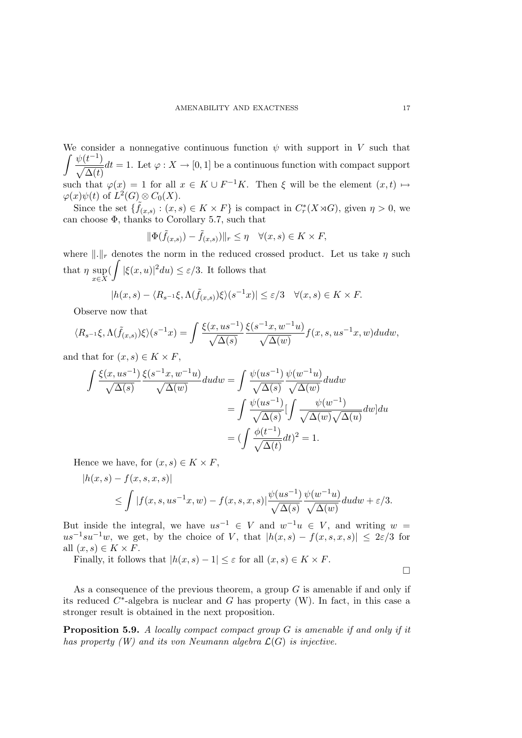We consider a nonnegative continuous function $\psi$ with support in $V$ such that $\displaystyle\int \frac{\psi(t^{-1})}{\sqrt{\Delta(t)}} dt = 1$. Let $\varphi : X \to [0,1]$ be a continuous function with compact support such that $\varphi(x) = 1$ for all $x \in K \cup F^{-1}K$. Then $\xi$ will be the element $(x,t) \mapsto \varphi(x)\psi(t)$ of $L^2(G) \otimes C_0(X)$.

Since the set $\{\tilde{f}_{(x,s)} : (x,s) \in K \times F\}$ is compact in $C^*_r(X \rtimes G)$, given $\eta > 0$, we can choose $\Phi$, thanks to Corollary 5.7, such that

$$\|\Phi(\tilde{f}_{(x,s)}) - \tilde{f}_{(x,s)}\|_r \leq \eta \quad \forall (x,s) \in K \times F,$$

where $\|.\|_r$ denotes the norm in the reduced crossed product. Let us take $\eta$ such that $\eta \sup_{x \in X} (\int |\xi(x,u)|^2 du) \leq \varepsilon/3$. It follows that

$$|h(x,s) - \langle R_{s^{-1}}\xi, \Lambda(\tilde{f}_{(x,s)})\xi\rangle(s^{-1}x)| \leq \varepsilon/3 \quad \forall (x,s) \in K \times F.$$

Observe now that

$$\langle R_{s^{-1}}\xi, \Lambda(\tilde{f}_{(x,s)})\xi\rangle(s^{-1}x) = \int \frac{\xi(x, us^{-1})}{\sqrt{\Delta(s)}} \frac{\xi(s^{-1}x, w^{-1}u)}{\sqrt{\Delta(w)}} f(x,s,us^{-1}x, w) du dw,$$

and that for $(x,s) \in K \times F$,

$$\begin{aligned}
\int \frac{\xi(x, us^{-1})}{\sqrt{\Delta(s)}} \frac{\xi(s^{-1}x, w^{-1}u)}{\sqrt{\Delta(w)}} du dw &= \int \frac{\psi(us^{-1})}{\sqrt{\Delta(s)}} \frac{\psi(w^{-1}u)}{\sqrt{\Delta(w)}} du dw \\
&= \int \frac{\psi(us^{-1})}{\sqrt{\Delta(s)}} [\int \frac{\psi(w^{-1})}{\sqrt{\Delta(w)}\sqrt{\Delta(u)}} dw] du \\
&= (\int \frac{\phi(t^{-1})}{\sqrt{\Delta(t)}} dt)^2 = 1.
\end{aligned}$$

Hence we have, for $(x,s) \in K \times F$,

$$\begin{aligned}
&|h(x,s) - f(x,s,x,s)| \\
&\qquad \leq \int |f(x,s,us^{-1}x, w) - f(x,s,x,s)| \frac{\psi(us^{-1})}{\sqrt{\Delta(s)}} \frac{\psi(w^{-1}u)}{\sqrt{\Delta(w)}} du dw + \varepsilon/3.
\end{aligned}$$

But inside the integral, we have $us^{-1} \in V$ and $w^{-1}u \in V$, and writing $w = us^{-1}su^{-1}w$, we get, by the choice of $V$, that $|h(x,s) - f(x,s,x,s)| \leq 2\varepsilon/3$ for all $(x,s) \in K \times F$.

Finally, it follows that $|h(x,s) - 1| \leq \varepsilon$ for all $(x,s) \in K \times F$.

∎

As a consequence of the previous theorem, a group $G$ is amenable if and only if its reduced $C^*$-algebra is nuclear and $G$ has property (W). In fact, in this case a stronger result is obtained in the next proposition.

**Proposition 5.9.** *A locally compact compact group $G$ is amenable if and only if it has property (W) and its von Neumann algebra $\mathcal{L}(G)$ is injective.*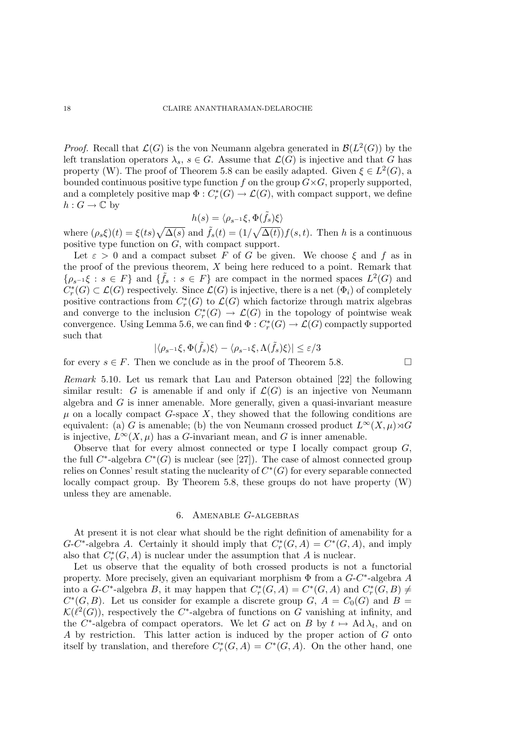*Proof.* Recall that $\mathcal{L}(G)$ is the von Neumann algebra generated in $\mathcal{B}(L^2(G))$ by the left translation operators $\lambda_s$, $s \in G$. Assume that $\mathcal{L}(G)$ is injective and that $G$ has property (W). The proof of Theorem 5.8 can be easily adapted. Given $\xi \in L^2(G)$, a bounded continuous positive type function $f$ on the group $G \times G$, properly supported, and a completely positive map $\Phi : C_r^*(G) \to \mathcal{L}(G)$, with compact support, we define $h : G \to \mathbb{C}$ by

$$h(s) = \langle \rho_{s^{-1}}\xi, \Phi(\tilde{f}_s)\xi \rangle$$

where $(\rho_s \xi)(t) = \xi(ts)\sqrt{\Delta(s)}$ and $\tilde{f}_s(t) = (1/\sqrt{\Delta(t)})f(s,t)$. Then $h$ is a continuous positive type function on $G$, with compact support.

Let $\varepsilon > 0$ and a compact subset $F$ of $G$ be given. We choose $\xi$ and $f$ as in the proof of the previous theorem, $X$ being here reduced to a point. Remark that $\{\rho_{s^{-1}}\xi : s \in F\}$ and $\{\tilde{f}_s : s \in F\}$ are compact in the normed spaces $L^2(G)$ and $C_r^*(G) \subset \mathcal{L}(G)$ respectively. Since $\mathcal{L}(G)$ is injective, there is a net $(\Phi_i)$ of completely positive contractions from $C_r^*(G)$ to $\mathcal{L}(G)$ which factorize through matrix algebras and converge to the inclusion $C_r^*(G) \to \mathcal{L}(G)$ in the topology of pointwise weak convergence. Using Lemma 5.6, we can find $\Phi : C_r^*(G) \to \mathcal{L}(G)$ compactly supported such that

$$|\langle \rho_{s^{-1}}\xi, \Phi(\tilde{f}_s)\xi \rangle - \langle \rho_{s^{-1}}\xi, \Lambda(\tilde{f}_s)\xi \rangle| \leq \varepsilon/3$$

for every $s \in F$. Then we conclude as in the proof of Theorem 5.8. $\square$

*Remark* 5.10. Let us remark that Lau and Paterson obtained [22] the following similar result: $G$ is amenable if and only if $\mathcal{L}(G)$ is an injective von Neumann algebra and $G$ is inner amenable. More generally, given a quasi-invariant measure $\mu$ on a locally compact $G$-space $X$, they showed that the following conditions are equivalent: (a) $G$ is amenable; (b) the von Neumann crossed product $L^\infty(X,\mu) \rtimes G$ is injective, $L^\infty(X,\mu)$ has a $G$-invariant mean, and $G$ is inner amenable.

Observe that for every almost connected or type I locally compact group $G$, the full $C^*$-algebra $C^*(G)$ is nuclear (see [27]). The case of almost connected group relies on Connes' result stating the nuclearity of $C^*(G)$ for every separable connected locally compact group. By Theorem 5.8, these groups do not have property (W) unless they are amenable.

## 6. Amenable $G$-algebras

At present it is not clear what should be the right definition of amenability for a $G$-$C^*$-algebra $A$. Certainly it should imply that $C_r^*(G,A) = C^*(G,A)$, and imply also that $C_r^*(G,A)$ is nuclear under the assumption that $A$ is nuclear.

Let us observe that the equality of both crossed products is not a functorial property. More precisely, given an equivariant morphism $\Phi$ from a $G$-$C^*$-algebra $A$ into a $G$-$C^*$-algebra $B$, it may happen that $C_r^*(G,A) = C^*(G,A)$ and $C_r^*(G,B) \neq C^*(G,B)$. Let us consider for example a discrete group $G$, $A = C_0(G)$ and $B = \mathcal{K}(\ell^2(G))$, respectively the $C^*$-algebra of functions on $G$ vanishing at infinity, and the $C^*$-algebra of compact operators. We let $G$ act on $B$ by $t \mapsto \operatorname{Ad}\lambda_t$, and on $A$ by restriction. This latter action is induced by the proper action of $G$ onto itself by translation, and therefore $C_r^*(G,A) = C^*(G,A)$. On the other hand, one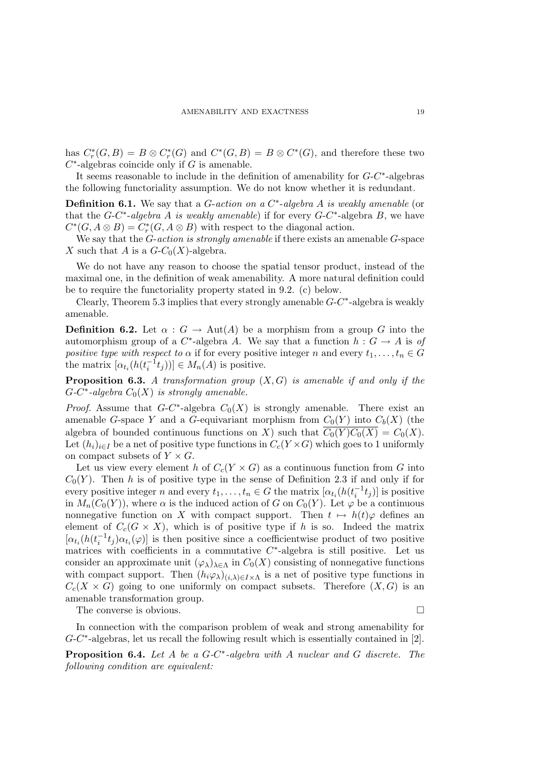has $C_r^*(G,B) = B \otimes C_r^*(G)$ and $C^*(G,B) = B \otimes C^*(G)$, and therefore these two $C^*$-algebras coincide only if $G$ is amenable.

It seems reasonable to include in the definition of amenability for $G$-$C^*$-algebras the following functoriality assumption. We do not know whether it is redundant.

**Definition 6.1.** We say that a *$G$-action on a $C^*$-algebra $A$ is weakly amenable* (or that the *$G$-$C^*$-algebra $A$ is weakly amenable*) if for every $G$-$C^*$-algebra $B$, we have $C^*(G, A \otimes B) = C_r^*(G, A \otimes B)$ with respect to the diagonal action.

We say that the *$G$-action is strongly amenable* if there exists an amenable $G$-space $X$ such that $A$ is a $G$-$C_0(X)$-algebra.

We do not have any reason to choose the spatial tensor product, instead of the maximal one, in the definition of weak amenability. A more natural definition could be to require the functoriality property stated in 9.2. (c) below.

Clearly, Theorem 5.3 implies that every strongly amenable $G$-$C^*$-algebra is weakly amenable.

**Definition 6.2.** Let $\alpha : G \to \mathrm{Aut}(A)$ be a morphism from a group $G$ into the automorphism group of a $C^*$-algebra $A$. We say that a function $h : G \to A$ is *of positive type with respect to* $\alpha$ if for every positive integer $n$ and every $t_1, \dots, t_n \in G$ the matrix $[\alpha_{t_i}(h(t_i^{-1}t_j))] \in M_n(A)$ is positive.

**Proposition 6.3.** *A transformation group $(X, G)$ is amenable if and only if the $G$-$C^*$-algebra $C_0(X)$ is strongly amenable.*

*Proof.* Assume that $G$-$C^*$-algebra $C_0(X)$ is strongly amenable. There exist an amenable $G$-space $Y$ and a $G$-equivariant morphism from $C_0(Y)$ into $C_b(X)$ (the algebra of bounded continuous functions on $X$) such that $\overline{C_0(Y)C_0(X)} = C_0(X)$. Let $(h_i)_{i \in I}$ be a net of positive type functions in $C_c(Y \times G)$ which goes to 1 uniformly on compact subsets of $Y \times G$.

Let us view every element $h$ of $C_c(Y \times G)$ as a continuous function from $G$ into $C_0(Y)$. Then $h$ is of positive type in the sense of Definition 2.3 if and only if for every positive integer $n$ and every $t_1, \dots, t_n \in G$ the matrix $[\alpha_{t_i}(h(t_i^{-1}t_j)]$ is positive in $M_n(C_0(Y))$, where $\alpha$ is the induced action of $G$ on $C_0(Y)$. Let $\varphi$ be a continuous nonnegative function on $X$ with compact support. Then $t \mapsto h(t)\varphi$ defines an element of $C_c(G \times X)$, which is of positive type if $h$ is so. Indeed the matrix $[\alpha_{t_i}(h(t_i^{-1}t_j)\alpha_{t_i}(\varphi)]$ is then positive since a coefficientwise product of two positive matrices with coefficients in a commutative $C^*$-algebra is still positive. Let us consider an approximate unit $(\varphi_\lambda)_{\lambda \in \Lambda}$ in $C_0(X)$ consisting of nonnegative functions with compact support. Then $(h_i\varphi_\lambda)_{(i,\lambda) \in I \times \Lambda}$ is a net of positive type functions in $C_c(X \times G)$ going to one uniformly on compact subsets. Therefore $(X, G)$ is an amenable transformation group.

The converse is obvious. $\square$

In connection with the comparison problem of weak and strong amenability for $G$-$C^*$-algebras, let us recall the following result which is essentially contained in [2].

**Proposition 6.4.** *Let $A$ be a $G$-$C^*$-algebra with $A$ nuclear and $G$ discrete. The following condition are equivalent:*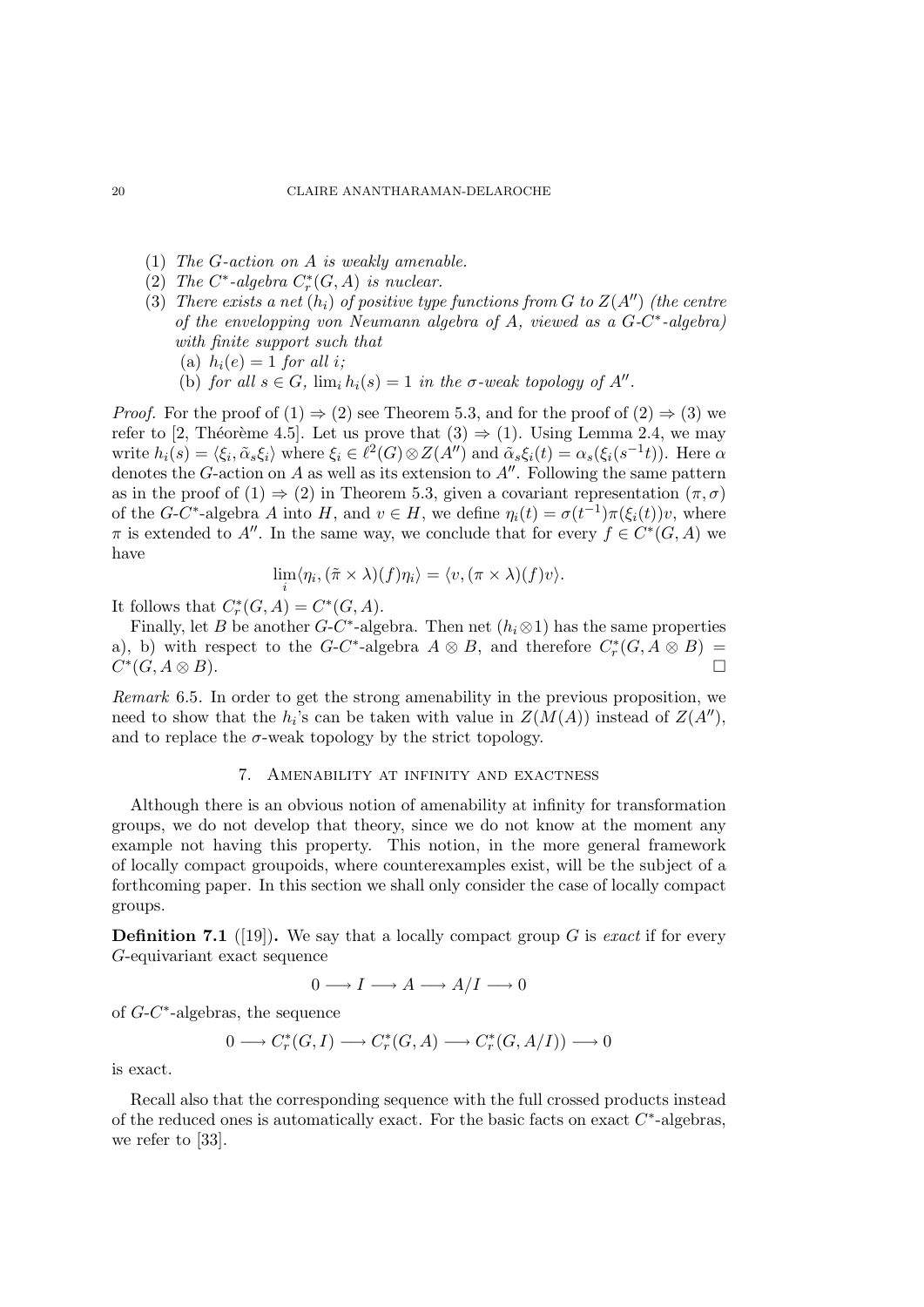(1) *The $G$-action on $A$ is weakly amenable.*
(2) *The $C^*$-algebra $C_r^*(G, A)$ is nuclear.*
(3) *There exists a net $(h_i)$ of positive type functions from $G$ to $Z(A'')$ (the centre of the envelopping von Neumann algebra of $A$, viewed as a $G$-$C^*$-algebra) with finite support such that*
   (a) *$h_i(e) = 1$ for all $i$;*
   (b) *for all $s \in G$, $\lim_i h_i(s) = 1$ in the $\sigma$-weak topology of $A''$.*

*Proof.* For the proof of (1) $\Rightarrow$ (2) see Theorem 5.3, and for the proof of (2) $\Rightarrow$ (3) we refer to [2, Théorème 4.5]. Let us prove that (3) $\Rightarrow$ (1). Using Lemma 2.4, we may write $h_i(s) = \langle \xi_i, \tilde{\alpha}_s \xi_i \rangle$ where $\xi_i \in \ell^2(G) \otimes Z(A'')$ and $\tilde{\alpha}_s \xi_i(t) = \alpha_s(\xi_i(s^{-1}t))$. Here $\alpha$ denotes the $G$-action on $A$ as well as its extension to $A''$. Following the same pattern as in the proof of (1) $\Rightarrow$ (2) in Theorem 5.3, given a covariant representation $(\pi, \sigma)$ of the $G$-$C^*$-algebra $A$ into $H$, and $v \in H$, we define $\eta_i(t) = \sigma(t^{-1})\pi(\xi_i(t))v$, where $\pi$ is extended to $A''$. In the same way, we conclude that for every $f \in C^*(G, A)$ we have

$$\lim_i \langle \eta_i, (\tilde{\pi} \times \lambda)(f)\eta_i \rangle = \langle v, (\pi \times \lambda)(f)v \rangle.$$

It follows that $C_r^*(G, A) = C^*(G, A)$.

Finally, let $B$ be another $G$-$C^*$-algebra. Then net $(h_i \otimes 1)$ has the same properties a), b) with respect to the $G$-$C^*$-algebra $A \otimes B$, and therefore $C_r^*(G, A \otimes B) = C^*(G, A \otimes B)$. □

*Remark* 6.5. In order to get the strong amenability in the previous proposition, we need to show that the $h_i$'s can be taken with value in $Z(M(A))$ instead of $Z(A'')$, and to replace the $\sigma$-weak topology by the strict topology.

## 7. Amenability at infinity and exactness

Although there is an obvious notion of amenability at infinity for transformation groups, we do not develop that theory, since we do not know at the moment any example not having this property. This notion, in the more general framework of locally compact groupoids, where counterexamples exist, will be the subject of a forthcoming paper. In this section we shall only consider the case of locally compact groups.

**Definition 7.1** ([19])**.** We say that a locally compact group $G$ is *exact* if for every $G$-equivariant exact sequence

$$0 \longrightarrow I \longrightarrow A \longrightarrow A/I \longrightarrow 0$$

of $G$-$C^*$-algebras, the sequence

$$0 \longrightarrow C_r^*(G, I) \longrightarrow C_r^*(G, A) \longrightarrow C_r^*(G, A/I)) \longrightarrow 0$$

is exact.

Recall also that the corresponding sequence with the full crossed products instead of the reduced ones is automatically exact. For the basic facts on exact $C^*$-algebras, we refer to [33].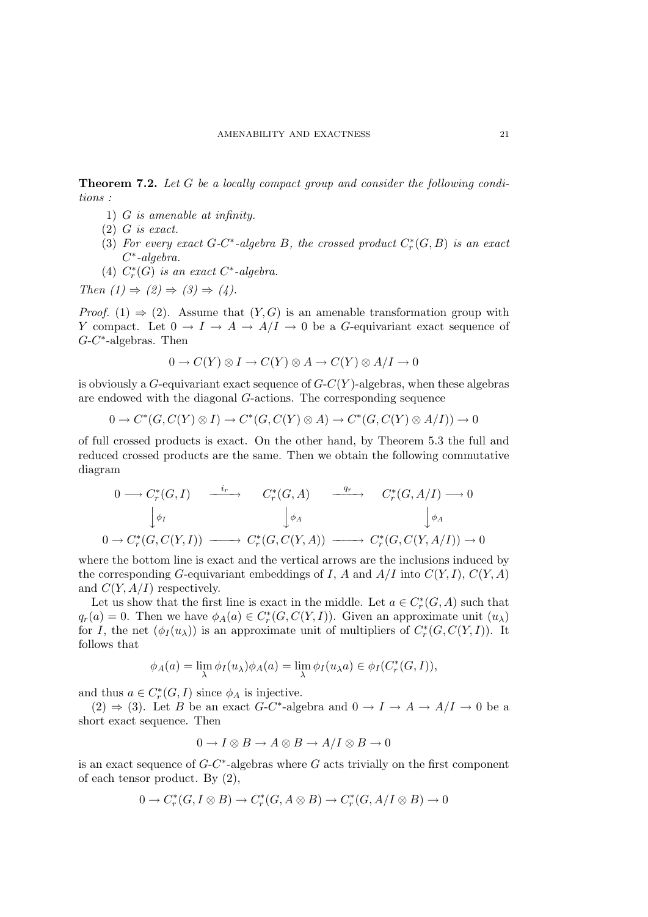**Theorem 7.2.** *Let $G$ be a locally compact group and consider the following conditions :*

1) *$G$ is amenable at infinity.*
(2) *$G$ is exact.*
(3) *For every exact $G$-$C^*$-algebra $B$, the crossed product $C^*_r(G, B)$ is an exact $C^*$-algebra.*
(4) *$C^*_r(G)$ is an exact $C^*$-algebra.*

*Then (1) $\Rightarrow$ (2) $\Rightarrow$ (3) $\Rightarrow$ (4).*

*Proof.* (1) $\Rightarrow$ (2). Assume that $(Y, G)$ is an amenable transformation group with $Y$ compact. Let $0 \to I \to A \to A/I \to 0$ be a $G$-equivariant exact sequence of $G$-$C^*$-algebras. Then

$$0 \to C(Y) \otimes I \to C(Y) \otimes A \to C(Y) \otimes A/I \to 0$$

is obviously a $G$-equivariant exact sequence of $G$-$C(Y)$-algebras, when these algebras are endowed with the diagonal $G$-actions. The corresponding sequence

$$0 \to C^*(G, C(Y) \otimes I) \to C^*(G, C(Y) \otimes A) \to C^*(G, C(Y) \otimes A/I)) \to 0$$

of full crossed products is exact. On the other hand, by Theorem 5.3 the full and reduced crossed products are the same. Then we obtain the following commutative diagram

$$\begin{array}{ccccccc}
0 \longrightarrow C^*_r(G, I) & \xrightarrow{i_r} & C^*_r(G, A) & \xrightarrow{q_r} & C^*_r(G, A/I) \longrightarrow 0 \\
\downarrow \phi_I & & \downarrow \phi_A & & \downarrow \phi_A \\
0 \to C^*_r(G, C(Y, I)) & \longrightarrow & C^*_r(G, C(Y, A)) & \longrightarrow & C^*_r(G, C(Y, A/I)) \to 0
\end{array}$$

where the bottom line is exact and the vertical arrows are the inclusions induced by the corresponding $G$-equivariant embeddings of $I$, $A$ and $A/I$ into $C(Y, I)$, $C(Y, A)$ and $C(Y, A/I)$ respectively.

Let us show that the first line is exact in the middle. Let $a \in C^*_r(G, A)$ such that $q_r(a) = 0$. Then we have $\phi_A(a) \in C^*_r(G, C(Y, I))$. Given an approximate unit $(u_\lambda)$ for $I$, the net $(\phi_I(u_\lambda))$ is an approximate unit of multipliers of $C^*_r(G, C(Y, I))$. It follows that

$$\phi_A(a) = \lim_\lambda \phi_I(u_\lambda)\phi_A(a) = \lim_\lambda \phi_I(u_\lambda a) \in \phi_I(C^*_r(G, I)),$$

and thus $a \in C^*_r(G, I)$ since $\phi_A$ is injective.

(2) $\Rightarrow$ (3). Let $B$ be an exact $G$-$C^*$-algebra and $0 \to I \to A \to A/I \to 0$ be a short exact sequence. Then

$$0 \to I \otimes B \to A \otimes B \to A/I \otimes B \to 0$$

is an exact sequence of $G$-$C^*$-algebras where $G$ acts trivially on the first component of each tensor product. By (2),

$$0 \to C^*_r(G, I \otimes B) \to C^*_r(G, A \otimes B) \to C^*_r(G, A/I \otimes B) \to 0$$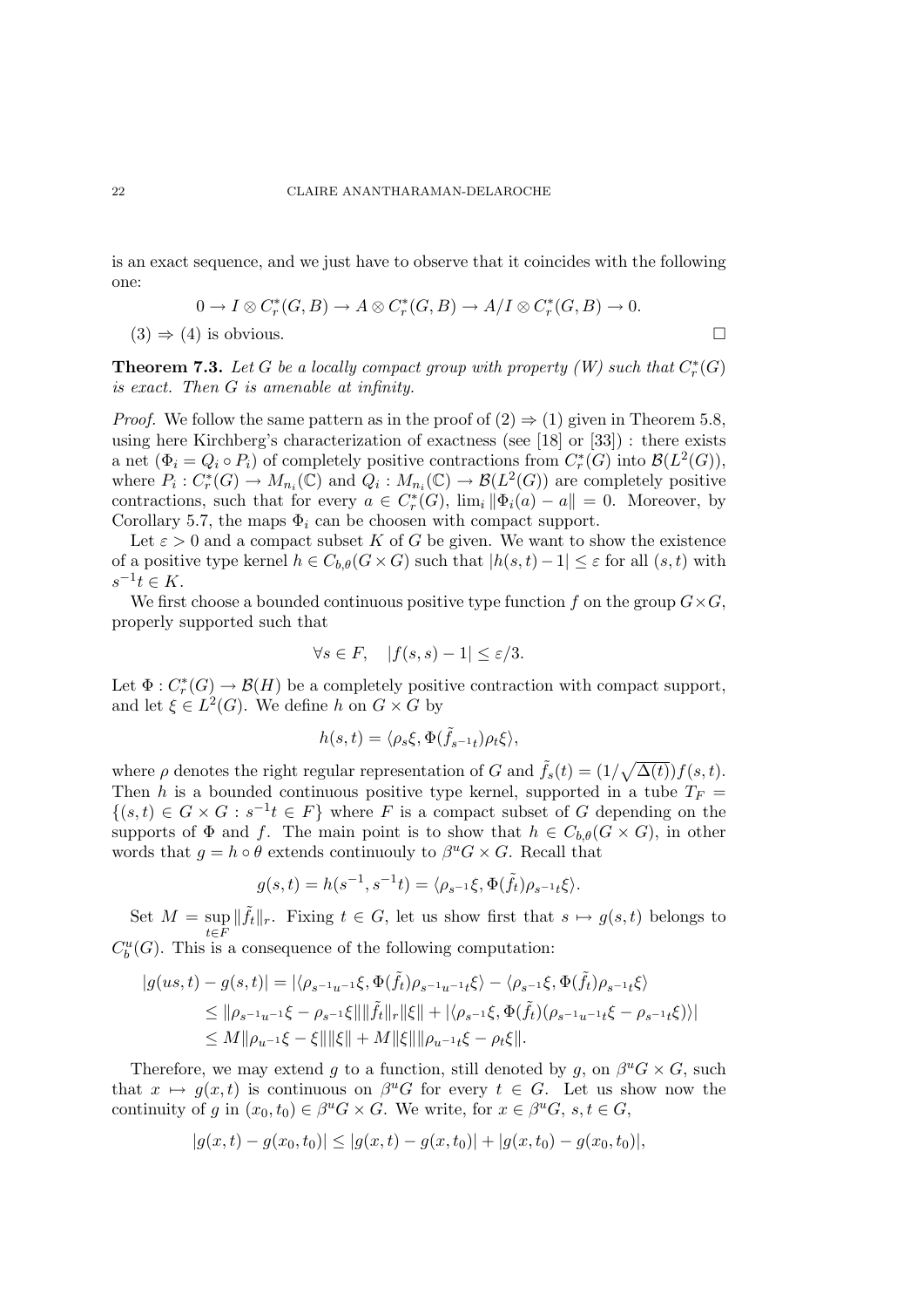is an exact sequence, and we just have to observe that it coincides with the following one:

$$0 \to I \otimes C_r^*(G, B) \to A \otimes C_r^*(G, B) \to A/I \otimes C_r^*(G, B) \to 0.$$

(3) $\Rightarrow$ (4) is obvious. $\square$

**Theorem 7.3.** *Let $G$ be a locally compact group with property (W) such that $C_r^*(G)$ is exact. Then $G$ is amenable at infinity.*

*Proof.* We follow the same pattern as in the proof of (2) $\Rightarrow$ (1) given in Theorem 5.8, using here Kirchberg's characterization of exactness (see [18] or [33]) : there exists a net $(\Phi_i = Q_i \circ P_i)$ of completely positive contractions from $C_r^*(G)$ into $\mathcal{B}(L^2(G))$, where $P_i : C_r^*(G) \to M_{n_i}(\mathbb{C})$ and $Q_i : M_{n_i}(\mathbb{C}) \to \mathcal{B}(L^2(G))$ are completely positive contractions, such that for every $a \in C_r^*(G)$, $\lim_i \|\Phi_i(a) - a\| = 0$. Moreover, by Corollary 5.7, the maps $\Phi_i$ can be choosen with compact support.

Let $\varepsilon > 0$ and a compact subset $K$ of $G$ be given. We want to show the existence of a positive type kernel $h \in C_{b,\theta}(G \times G)$ such that $|h(s,t) - 1| \leq \varepsilon$ for all $(s,t)$ with $s^{-1}t \in K$.

We first choose a bounded continuous positive type function $f$ on the group $G \times G$, properly supported such that

$$\forall s \in F, \quad |f(s,s) - 1| \leq \varepsilon/3.$$

Let $\Phi : C_r^*(G) \to \mathcal{B}(H)$ be a completely positive contraction with compact support, and let $\xi \in L^2(G)$. We define $h$ on $G \times G$ by

$$h(s,t) = \langle \rho_s \xi, \Phi(\tilde{f}_{s^{-1}t}) \rho_t \xi \rangle,$$

where $\rho$ denotes the right regular representation of $G$ and $\tilde{f}_s(t) = (1/\sqrt{\Delta(t)}) f(s,t)$. Then $h$ is a bounded continuous positive type kernel, supported in a tube $T_F = \{(s,t) \in G \times G : s^{-1}t \in F\}$ where $F$ is a compact subset of $G$ depending on the supports of $\Phi$ and $f$. The main point is to show that $h \in C_{b,\theta}(G \times G)$, in other words that $g = h \circ \theta$ extends continuouly to $\beta^u G \times G$. Recall that

$$g(s,t) = h(s^{-1}, s^{-1}t) = \langle \rho_{s^{-1}} \xi, \Phi(\tilde{f}_t) \rho_{s^{-1}t} \xi \rangle.$$

Set $M = \sup_{t \in F} \|\tilde{f}_t\|_r$. Fixing $t \in G$, let us show first that $s \mapsto g(s,t)$ belongs to $C_b^u(G)$. This is a consequence of the following computation:

$$\begin{aligned}
|g(us,t) - g(s,t)| &= |\langle \rho_{s^{-1}u^{-1}} \xi, \Phi(\tilde{f}_t) \rho_{s^{-1}u^{-1}t} \xi \rangle - \langle \rho_{s^{-1}} \xi, \Phi(\tilde{f}_t) \rho_{s^{-1}t} \xi \rangle \\
&\leq \|\rho_{s^{-1}u^{-1}} \xi - \rho_{s^{-1}} \xi\| \|\tilde{f}_t\|_r \|\xi\| + |\langle \rho_{s^{-1}} \xi, \Phi(\tilde{f}_t)(\rho_{s^{-1}u^{-1}t} \xi - \rho_{s^{-1}t} \xi) \rangle| \\
&\leq M \|\rho_{u^{-1}} \xi - \xi\| \|\xi\| + M \|\xi\| \|\rho_{u^{-1}t} \xi - \rho_t \xi\|.
\end{aligned}$$

Therefore, we may extend $g$ to a function, still denoted by $g$, on $\beta^u G \times G$, such that $x \mapsto g(x,t)$ is continuous on $\beta^u G$ for every $t \in G$. Let us show now the continuity of $g$ in $(x_0, t_0) \in \beta^u G \times G$. We write, for $x \in \beta^u G$, $s, t \in G$,

$$|g(x,t) - g(x_0,t_0)| \leq |g(x,t) - g(x,t_0)| + |g(x,t_0) - g(x_0,t_0)|,$$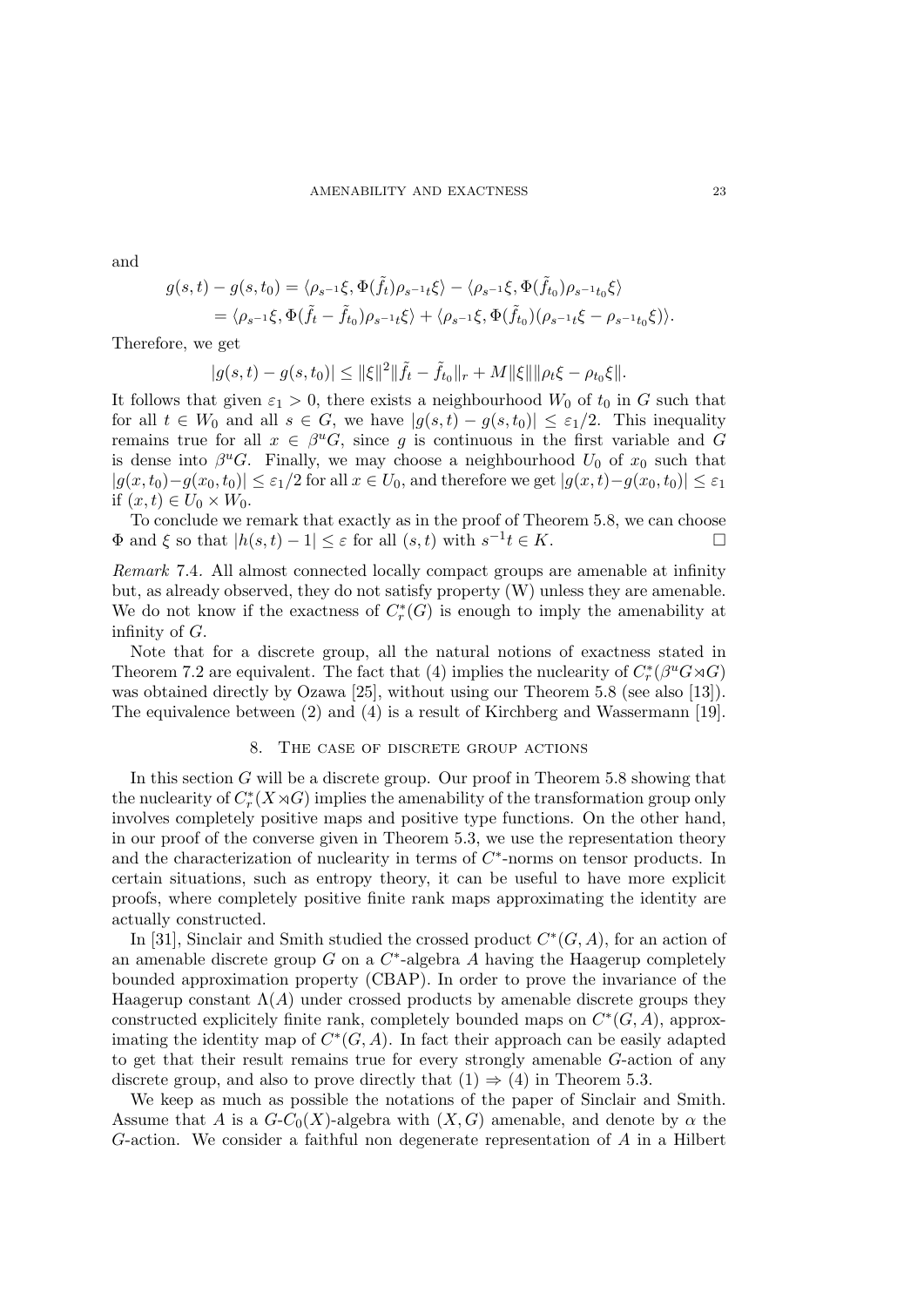and

$$
\begin{aligned}
g(s,t) - g(s,t_0) &= \langle \rho_{s^{-1}}\xi, \Phi(\tilde{f}_t)\rho_{s^{-1}t}\xi\rangle - \langle \rho_{s^{-1}}\xi, \Phi(\tilde{f}_{t_0})\rho_{s^{-1}t_0}\xi\rangle \\
&= \langle \rho_{s^{-1}}\xi, \Phi(\tilde{f}_t - \tilde{f}_{t_0})\rho_{s^{-1}t}\xi\rangle + \langle \rho_{s^{-1}}\xi, \Phi(\tilde{f}_{t_0})(\rho_{s^{-1}t}\xi - \rho_{s^{-1}t_0}\xi)\rangle.
\end{aligned}
$$

Therefore, we get

$$
|g(s,t) - g(s,t_0)| \le \|\xi\|^2 \|\tilde{f}_t - \tilde{f}_{t_0}\|_r + M\|\xi\|\|\rho_t\xi - \rho_{t_0}\xi\|.
$$

It follows that given $\varepsilon_1 > 0$, there exists a neighbourhood $W_0$ of $t_0$ in $G$ such that for all $t \in W_0$ and all $s \in G$, we have $|g(s,t) - g(s,t_0)| \le \varepsilon_1/2$. This inequality remains true for all $x \in \beta^u G$, since $g$ is continuous in the first variable and $G$ is dense into $\beta^u G$. Finally, we may choose a neighbourhood $U_0$ of $x_0$ such that $|g(x,t_0) - g(x_0,t_0)| \le \varepsilon_1/2$ for all $x \in U_0$, and therefore we get $|g(x,t) - g(x_0,t_0)| \le \varepsilon_1$ if $(x,t) \in U_0 \times W_0$.

To conclude we remark that exactly as in the proof of Theorem 5.8, we can choose $\Phi$ and $\xi$ so that $|h(s,t) - 1| \le \varepsilon$ for all $(s,t)$ with $s^{-1}t \in K$. □

*Remark* 7.4. All almost connected locally compact groups are amenable at infinity but, as already observed, they do not satisfy property (W) unless they are amenable. We do not know if the exactness of $C_r^*(G)$ is enough to imply the amenability at infinity of $G$.

Note that for a discrete group, all the natural notions of exactness stated in Theorem 7.2 are equivalent. The fact that (4) implies the nuclearity of $C_r^*(\beta^u G \rtimes G)$ was obtained directly by Ozawa [25], without using our Theorem 5.8 (see also [13]). The equivalence between (2) and (4) is a result of Kirchberg and Wassermann [19].

## 8. The case of discrete group actions

In this section $G$ will be a discrete group. Our proof in Theorem 5.8 showing that the nuclearity of $C_r^*(X \rtimes G)$ implies the amenability of the transformation group only involves completely positive maps and positive type functions. On the other hand, in our proof of the converse given in Theorem 5.3, we use the representation theory and the characterization of nuclearity in terms of $C^*$-norms on tensor products. In certain situations, such as entropy theory, it can be useful to have more explicit proofs, where completely positive finite rank maps approximating the identity are actually constructed.

In [31], Sinclair and Smith studied the crossed product $C^*(G, A)$, for an action of an amenable discrete group $G$ on a $C^*$-algebra $A$ having the Haagerup completely bounded approximation property (CBAP). In order to prove the invariance of the Haagerup constant $\Lambda(A)$ under crossed products by amenable discrete groups they constructed explicitely finite rank, completely bounded maps on $C^*(G, A)$, approximating the identity map of $C^*(G, A)$. In fact their approach can be easily adapted to get that their result remains true for every strongly amenable $G$-action of any discrete group, and also to prove directly that (1) $\Rightarrow$ (4) in Theorem 5.3.

We keep as much as possible the notations of the paper of Sinclair and Smith. Assume that $A$ is a $G$-$C_0(X)$-algebra with $(X, G)$ amenable, and denote by $\alpha$ the $G$-action. We consider a faithful non degenerate representation of $A$ in a Hilbert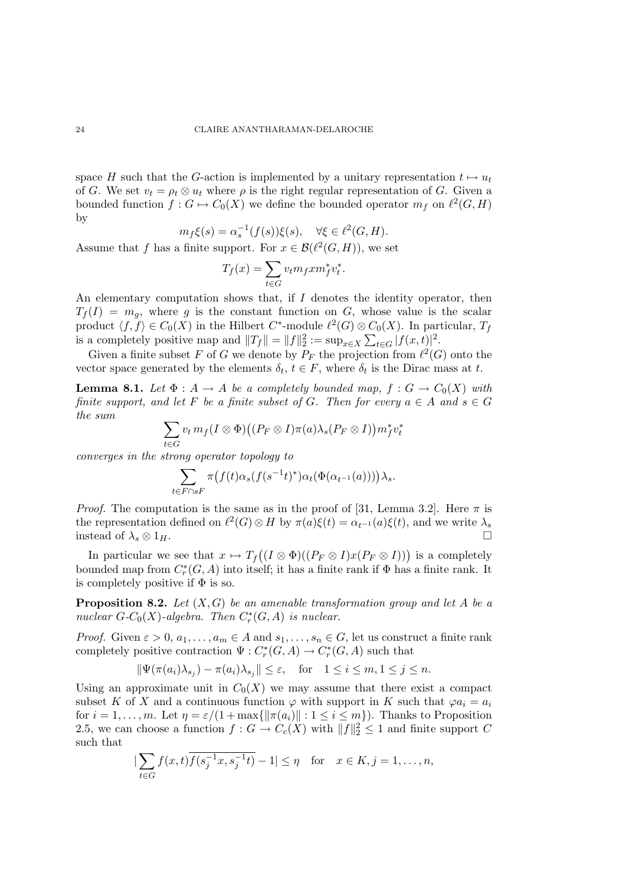space $H$ such that the $G$-action is implemented by a unitary representation $t \mapsto u_t$ of $G$. We set $v_t = \rho_t \otimes u_t$ where $\rho$ is the right regular representation of $G$. Given a bounded function $f : G \mapsto C_0(X)$ we define the bounded operator $m_f$ on $\ell^2(G, H)$ by

$$m_f \xi(s) = \alpha_s^{-1}(f(s))\xi(s), \quad \forall \xi \in \ell^2(G, H).$$

Assume that $f$ has a finite support. For $x \in \mathcal{B}(\ell^2(G, H))$, we set

$$T_f(x) = \sum_{t \in G} v_t m_f x m_f^* v_t^*.$$

An elementary computation shows that, if $I$ denotes the identity operator, then $T_f(I) = m_g$, where $g$ is the constant function on $G$, whose value is the scalar product $\langle f, f \rangle \in C_0(X)$ in the Hilbert $C^*$-module $\ell^2(G) \otimes C_0(X)$. In particular, $T_f$ is a completely positive map and $\|T_f\| = \|f\|_2^2 := \sup_{x \in X} \sum_{t \in G} |f(x,t)|^2$.

Given a finite subset $F$ of $G$ we denote by $P_F$ the projection from $\ell^2(G)$ onto the vector space generated by the elements $\delta_t$, $t \in F$, where $\delta_t$ is the Dirac mass at $t$.

**Lemma 8.1.** *Let $\Phi : A \to A$ be a completely bounded map, $f : G \to C_0(X)$ with finite support, and let $F$ be a finite subset of $G$. Then for every $a \in A$ and $s \in G$ the sum*

$$\sum_{t \in G} v_t \, m_f (I \otimes \Phi)\big((P_F \otimes I)\pi(a)\lambda_s (P_F \otimes I)\big) m_f^* v_t^*$$

*converges in the strong operator topology to*

$$\sum_{t \in F \cap sF} \pi\big(f(t)\alpha_s(f(s^{-1}t)^*)\alpha_t(\Phi(\alpha_{t^{-1}}(a)))\big)\lambda_s.$$

*Proof.* The computation is the same as in the proof of [31, Lemma 3.2]. Here $\pi$ is the representation defined on $\ell^2(G) \otimes H$ by $\pi(a)\xi(t) = \alpha_{t^{-1}}(a)\xi(t)$, and we write $\lambda_s$ instead of $\lambda_s \otimes 1_H$. □

In particular we see that $x \mapsto T_f\big((I \otimes \Phi)((P_F \otimes I)x(P_F \otimes I))\big)$ is a completely bounded map from $C_r^*(G, A)$ into itself; it has a finite rank if $\Phi$ has a finite rank. It is completely positive if $\Phi$ is so.

**Proposition 8.2.** *Let $(X, G)$ be an amenable transformation group and let $A$ be a nuclear $G$-$C_0(X)$-algebra. Then $C_r^*(G, A)$ is nuclear.*

*Proof.* Given $\varepsilon > 0$, $a_1, \dots, a_m \in A$ and $s_1, \dots, s_n \in G$, let us construct a finite rank completely positive contraction $\Psi : C_r^*(G, A) \to C_r^*(G, A)$ such that

$$\|\Psi(\pi(a_i)\lambda_{s_j}) - \pi(a_i)\lambda_{s_j}\| \leq \varepsilon, \quad \text{for} \quad 1 \leq i \leq m, 1 \leq j \leq n.$$

Using an approximate unit in $C_0(X)$ we may assume that there exist a compact subset $K$ of $X$ and a continuous function $\varphi$ with support in $K$ such that $\varphi a_i = a_i$ for $i = 1, \dots, m$. Let $\eta = \varepsilon / (1 + \max\{\|\pi(a_i)\| : 1 \leq i \leq m\})$. Thanks to Proposition 2.5, we can choose a function $f : G \to C_c(X)$ with $\|f\|_2^2 \leq 1$ and finite support $C$ such that

$$\Big|\sum_{t \in G} f(x,t)\overline{f(s_j^{-1}x, s_j^{-1}t)} - 1\Big| \leq \eta \quad \text{for} \quad x \in K, j = 1, \dots, n,$$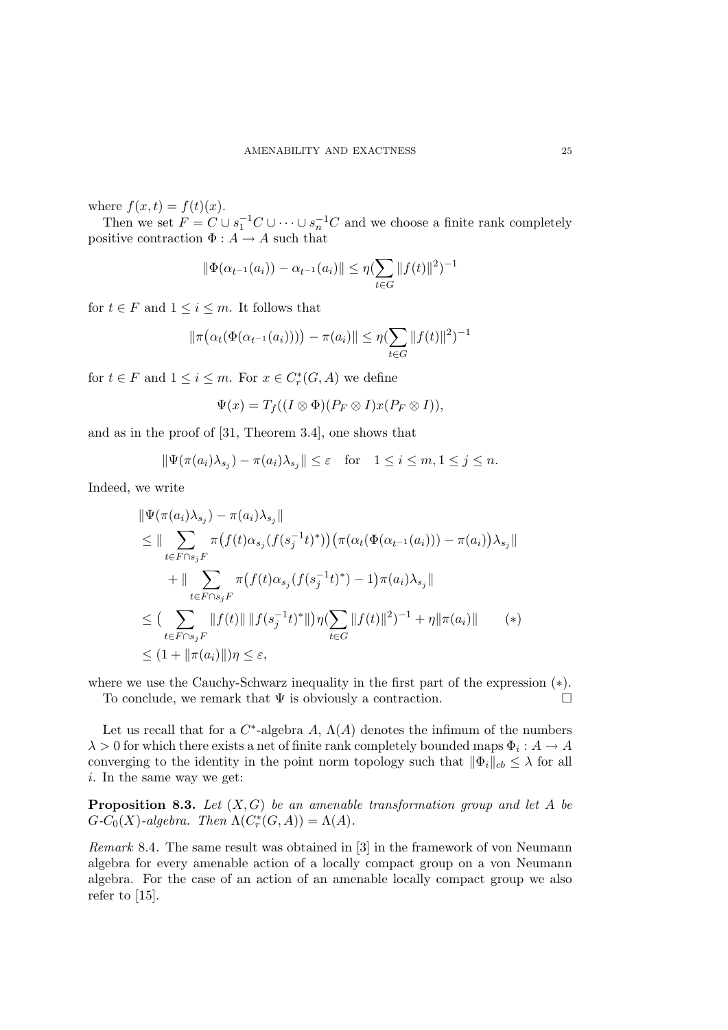where $f(x,t) = f(t)(x)$.

Then we set $F = C \cup s_1^{-1}C \cup \cdots \cup s_n^{-1}C$ and we choose a finite rank completely positive contraction $\Phi : A \to A$ such that

$$\|\Phi(\alpha_{t^{-1}}(a_i)) - \alpha_{t^{-1}}(a_i)\| \leq \eta\Big(\sum_{t\in G} \|f(t)\|^2\Big)^{-1}$$

for $t \in F$ and $1 \leq i \leq m$. It follows that

$$\|\pi\big(\alpha_t(\Phi(\alpha_{t^{-1}}(a_i)))\big) - \pi(a_i)\| \leq \eta\Big(\sum_{t\in G} \|f(t)\|^2\Big)^{-1}$$

for $t \in F$ and $1 \leq i \leq m$. For $x \in C^*_r(G, A)$ we define

$$\Psi(x) = T_f((I \otimes \Phi)(P_F \otimes I)x(P_F \otimes I)),$$

and as in the proof of [31, Theorem 3.4], one shows that

$$\|\Psi(\pi(a_i)\lambda_{s_j}) - \pi(a_i)\lambda_{s_j}\| \leq \varepsilon \quad \text{for} \quad 1 \leq i \leq m, 1 \leq j \leq n.$$

Indeed, we write

$$\begin{aligned}
&\|\Psi(\pi(a_i)\lambda_{s_j}) - \pi(a_i)\lambda_{s_j}\| \\
&\leq \Big\| \sum_{t\in F\cap s_jF} \pi\big(f(t)\alpha_{s_j}(f(s_j^{-1}t)^*)\big)\big(\pi(\alpha_t(\Phi(\alpha_{t^{-1}}(a_i))) - \pi(a_i)\big)\lambda_{s_j}\Big\| \\
&\qquad + \Big\| \sum_{t\in F\cap s_jF} \pi\big(f(t)\alpha_{s_j}(f(s_j^{-1}t)^*) - 1\big)\pi(a_i)\lambda_{s_j}\Big\| \\
&\leq \Big( \sum_{t\in F\cap s_jF} \|f(t)\|\,\|f(s_j^{-1}t)^*\|\Big)\eta\Big(\sum_{t\in G}\|f(t)\|^2\Big)^{-1} + \eta\|\pi(a_i)\| \qquad (*) \\
&\leq (1 + \|\pi(a_i)\|)\eta \leq \varepsilon,
\end{aligned}$$

where we use the Cauchy-Schwarz inequality in the first part of the expression $(*)$.

To conclude, we remark that $\Psi$ is obviously a contraction. $\square$

Let us recall that for a $C^*$-algebra $A$, $\Lambda(A)$ denotes the infimum of the numbers $\lambda > 0$ for which there exists a net of finite rank completely bounded maps $\Phi_i : A \to A$ converging to the identity in the point norm topology such that $\|\Phi_i\|_{cb} \leq \lambda$ for all $i$. In the same way we get:

**Proposition 8.3.** *Let $(X, G)$ be an amenable transformation group and let $A$ be $G$-$C_0(X)$-algebra. Then $\Lambda(C^*_r(G, A)) = \Lambda(A)$.*

*Remark* 8.4. The same result was obtained in [3] in the framework of von Neumann algebra for every amenable action of a locally compact group on a von Neumann algebra. For the case of an action of an amenable locally compact group we also refer to [15].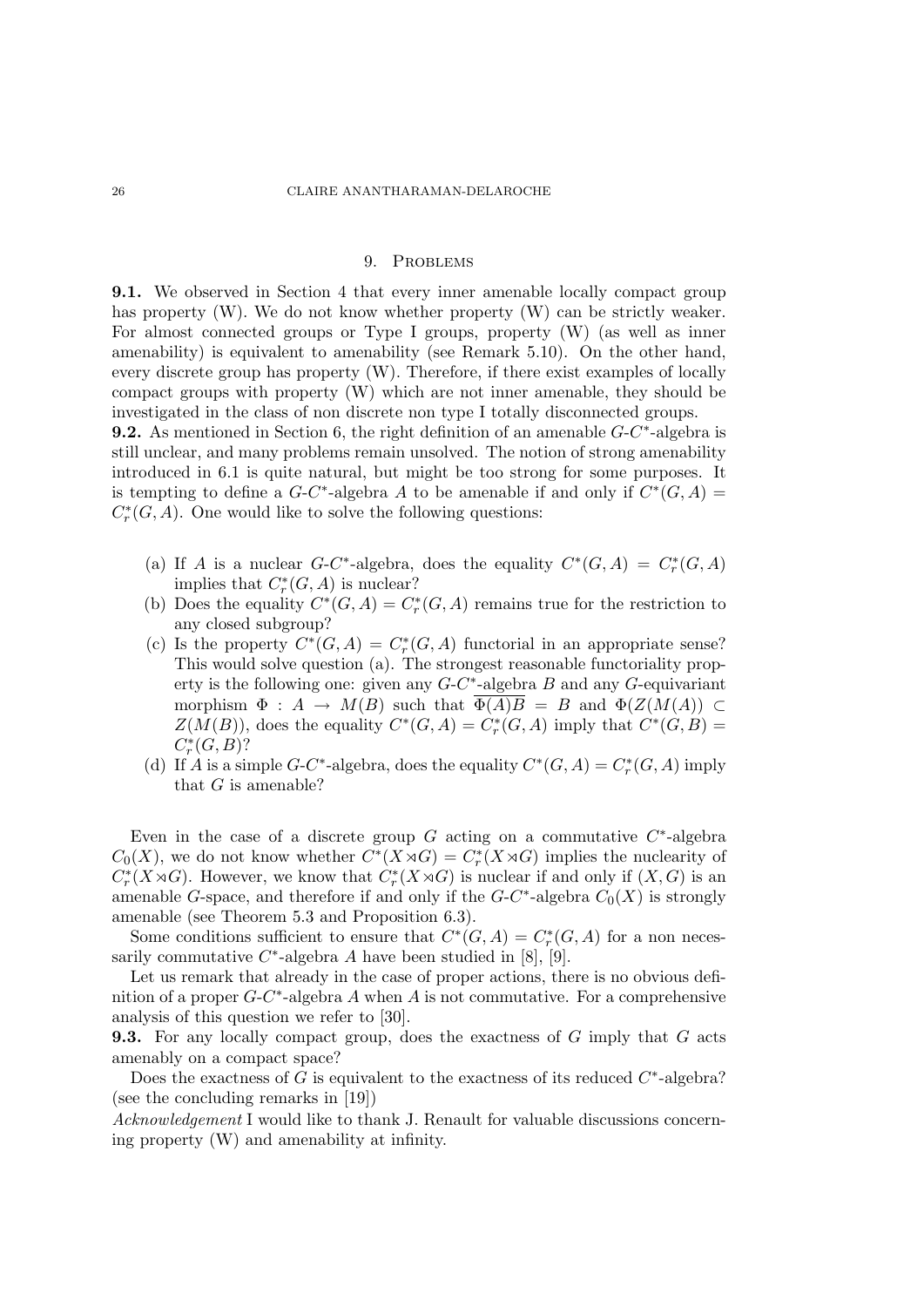## 9. Problems

**9.1.** We observed in Section 4 that every inner amenable locally compact group has property (W). We do not know whether property (W) can be strictly weaker. For almost connected groups or Type I groups, property (W) (as well as inner amenability) is equivalent to amenability (see Remark 5.10). On the other hand, every discrete group has property (W). Therefore, if there exist examples of locally compact groups with property (W) which are not inner amenable, they should be investigated in the class of non discrete non type I totally disconnected groups.

**9.2.** As mentioned in Section 6, the right definition of an amenable $G$-$C^*$-algebra is still unclear, and many problems remain unsolved. The notion of strong amenability introduced in 6.1 is quite natural, but might be too strong for some purposes. It is tempting to define a $G$-$C^*$-algebra $A$ to be amenable if and only if $C^*(G,A) = C^*_r(G,A)$. One would like to solve the following questions:

(a) If $A$ is a nuclear $G$-$C^*$-algebra, does the equality $C^*(G,A) = C^*_r(G,A)$ implies that $C^*_r(G,A)$ is nuclear?

(b) Does the equality $C^*(G,A) = C^*_r(G,A)$ remains true for the restriction to any closed subgroup?

(c) Is the property $C^*(G,A) = C^*_r(G,A)$ functorial in an appropriate sense? This would solve question (a). The strongest reasonable functoriality property is the following one: given any $G$-$C^*$-algebra $B$ and any $G$-equivariant morphism $\Phi : A \to M(B)$ such that $\overline{\Phi(A)B} = B$ and $\Phi(Z(M(A)) \subset Z(M(B))$, does the equality $C^*(G,A) = C^*_r(G,A)$ imply that $C^*(G,B) = C^*_r(G,B)$?

(d) If $A$ is a simple $G$-$C^*$-algebra, does the equality $C^*(G,A) = C^*_r(G,A)$ imply that $G$ is amenable?

Even in the case of a discrete group $G$ acting on a commutative $C^*$-algebra $C_0(X)$, we do not know whether $C^*(X \rtimes G) = C^*_r(X \rtimes G)$ implies the nuclearity of $C^*_r(X \rtimes G)$. However, we know that $C^*_r(X \rtimes G)$ is nuclear if and only if $(X,G)$ is an amenable $G$-space, and therefore if and only if the $G$-$C^*$-algebra $C_0(X)$ is strongly amenable (see Theorem 5.3 and Proposition 6.3).

Some conditions sufficient to ensure that $C^*(G,A) = C^*_r(G,A)$ for a non necessarily commutative $C^*$-algebra $A$ have been studied in [8], [9].

Let us remark that already in the case of proper actions, there is no obvious definition of a proper $G$-$C^*$-algebra $A$ when $A$ is not commutative. For a comprehensive analysis of this question we refer to [30].

**9.3.** For any locally compact group, does the exactness of $G$ imply that $G$ acts amenably on a compact space?

Does the exactness of $G$ is equivalent to the exactness of its reduced $C^*$-algebra? (see the concluding remarks in [19])

*Acknowledgement* I would like to thank J. Renault for valuable discussions concerning property (W) and amenability at infinity.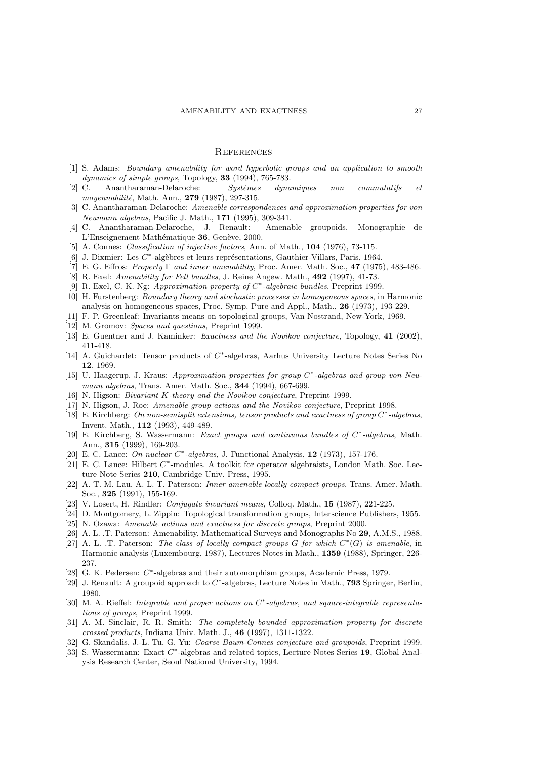## References

[1] S. Adams: *Boundary amenability for word hyperbolic groups and an application to smooth dynamics of simple groups*, Topology, **33** (1994), 765-783.

[2] C. Anantharaman-Delaroche: *Systèmes dynamiques non commutatifs et moyennabilité*, Math. Ann., **279** (1987), 297-315.

[3] C. Anantharaman-Delaroche: *Amenable correspondences and approximation properties for von Neumann algebras*, Pacific J. Math., **171** (1995), 309-341.

[4] C. Anantharaman-Delaroche, J. Renault: Amenable groupoids, Monographie de L'Enseignement Mathématique **36**, Genève, 2000.

[5] A. Connes: *Classification of injective factors*, Ann. of Math., **104** (1976), 73-115.

[6] J. Dixmier: Les $C^*$-algèbres et leurs représentations, Gauthier-Villars, Paris, 1964.

[7] E. G. Effros: *Property* $\Gamma$ *and inner amenability*, Proc. Amer. Math. Soc., **47** (1975), 483-486.

[8] R. Exel: *Amenability for Fell bundles*, J. Reine Angew. Math., **492** (1997), 41-73.

[9] R. Exel, C. K. Ng: *Approximation property of* $C^*$*-algebraic bundles*, Preprint 1999.

[10] H. Furstenberg: *Boundary theory and stochastic processes in homogeneous spaces*, in Harmonic analysis on homogeneous spaces, Proc. Symp. Pure and Appl., Math., **26** (1973), 193-229.

[11] F. P. Greenleaf: Invariants means on topological groups, Van Nostrand, New-York, 1969.

[12] M. Gromov: *Spaces and questions*, Preprint 1999.

[13] E. Guentner and J. Kaminker: *Exactness and the Novikov conjecture*, Topology, **41** (2002), 411-418.

[14] A. Guichardet: Tensor products of $C^*$-algebras, Aarhus University Lecture Notes Series No **12**, 1969.

[15] U. Haagerup, J. Kraus: *Approximation properties for group* $C^*$*-algebras and group von Neumann algebras*, Trans. Amer. Math. Soc., **344** (1994), 667-699.

[16] N. Higson: *Bivariant* $K$*-theory and the Novikov conjecture*, Preprint 1999.

[17] N. Higson, J. Roe: *Amenable group actions and the Novikov conjecture*, Preprint 1998.

[18] E. Kirchberg: *On non-semisplit extensions, tensor products and exactness of group* $C^*$*-algebras*, Invent. Math., **112** (1993), 449-489.

[19] E. Kirchberg, S. Wassermann: *Exact groups and continuous bundles of* $C^*$*-algebras*, Math. Ann., **315** (1999), 169-203.

[20] E. C. Lance: *On nuclear* $C^*$*-algebras*, J. Functional Analysis, **12** (1973), 157-176.

[21] E. C. Lance: Hilbert $C^*$-modules. A toolkit for operator algebraists, London Math. Soc. Lecture Note Series **210**, Cambridge Univ. Press, 1995.

[22] A. T. M. Lau, A. L. T. Paterson: *Inner amenable locally compact groups*, Trans. Amer. Math. Soc., **325** (1991), 155-169.

[23] V. Losert, H. Rindler: *Conjugate invariant means*, Colloq. Math., **15** (1987), 221-225.

[24] D. Montgomery, L. Zippin: Topological transformation groups, Interscience Publishers, 1955.

[25] N. Ozawa: *Amenable actions and exactness for discrete groups*, Preprint 2000.

[26] A. L. .T. Paterson: Amenability, Mathematical Surveys and Monographs No **29**, A.M.S., 1988.

[27] A. L. .T. Paterson: *The class of locally compact groups* $G$ *for which* $C^*(G)$ *is amenable*, in Harmonic analysis (Luxembourg, 1987), Lectures Notes in Math., **1359** (1988), Springer, 226-237.

[28] G. K. Pedersen: $C^*$-algebras and their automorphism groups, Academic Press, 1979.

[29] J. Renault: A groupoid approach to $C^*$-algebras, Lecture Notes in Math., **793** Springer, Berlin, 1980.

[30] M. A. Rieffel: *Integrable and proper actions on* $C^*$*-algebras, and square-integrable representations of groups*, Preprint 1999.

[31] A. M. Sinclair, R. R. Smith: *The completely bounded approximation property for discrete crossed products*, Indiana Univ. Math. J., **46** (1997), 1311-1322.

[32] G. Skandalis, J.-L. Tu, G. Yu: *Coarse Baum-Connes conjecture and groupoids*, Preprint 1999.

[33] S. Wassermann: Exact $C^*$-algebras and related topics, Lecture Notes Series **19**, Global Analysis Research Center, Seoul National University, 1994.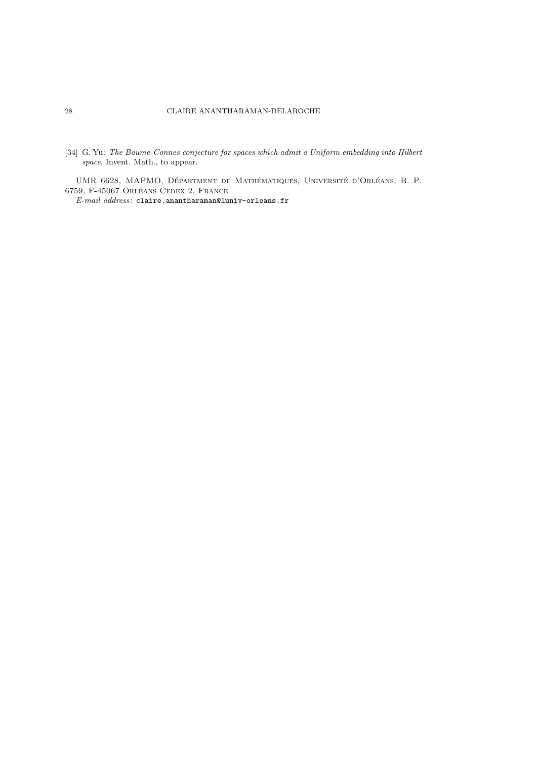[34] G. Yu: *The Baume-Connes conjecture for spaces which admit a Uniform embedding into Hilbert space*, Invent. Math., to appear.

UMR 6628, MAPMO, Départment de Mathématiques, Université d'Orléans, B. P. 6759, F-45067 Orléans Cedex 2, France

*E-mail address*: claire.anantharaman@luniv-orleans.fr